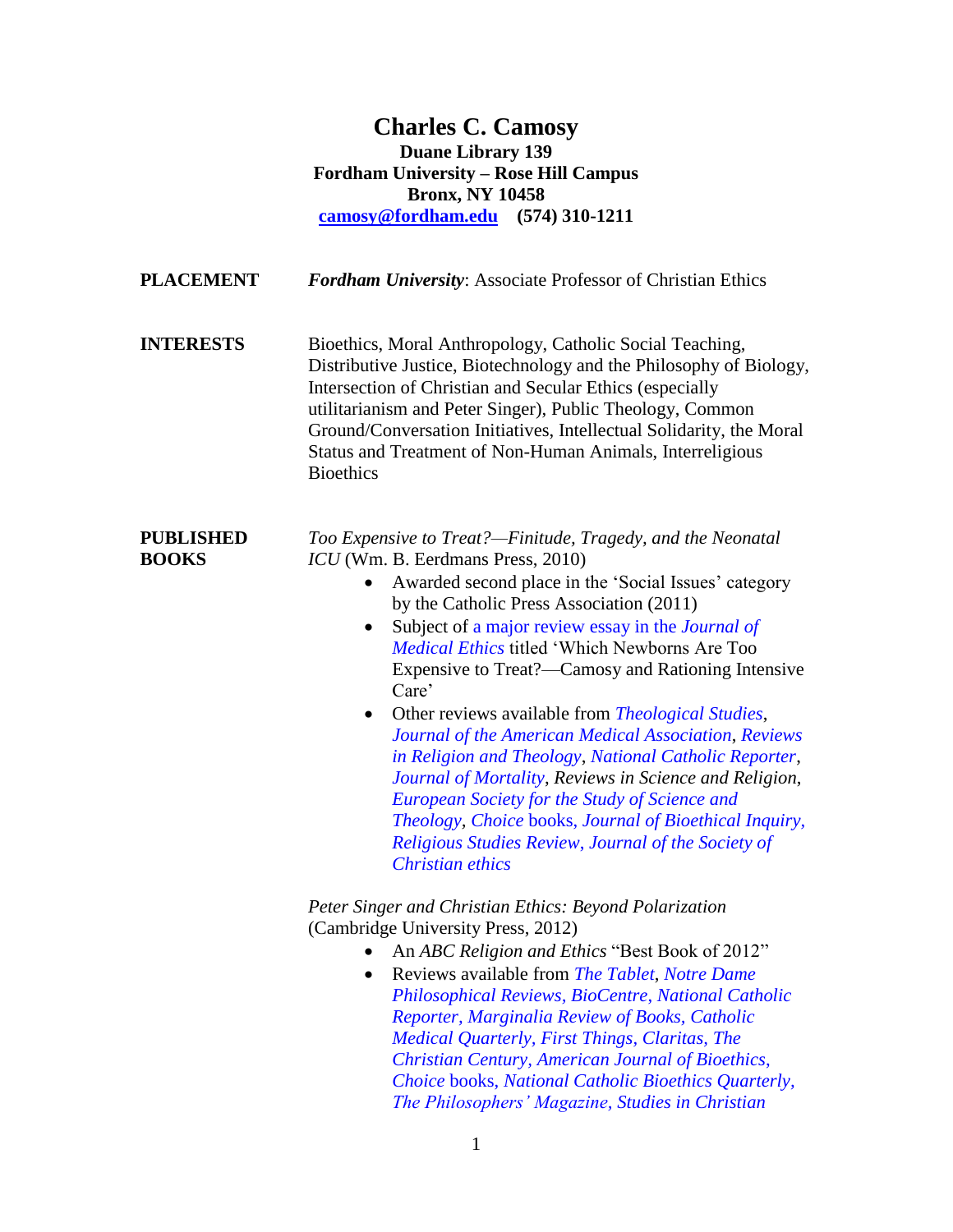# Charles C. Camosy

**Duane Library 139**
**Fordham University – Rose Hill Campus**
**Bronx, NY 10458**
**camosy@fordham.edu (574) 310-1211**

**PLACEMENT**

***Fordham University***: Associate Professor of Christian Ethics

**INTERESTS**

Bioethics, Moral Anthropology, Catholic Social Teaching, Distributive Justice, Biotechnology and the Philosophy of Biology, Intersection of Christian and Secular Ethics (especially utilitarianism and Peter Singer), Public Theology, Common Ground/Conversation Initiatives, Intellectual Solidarity, the Moral Status and Treatment of Non-Human Animals, Interreligious Bioethics

**PUBLISHED BOOKS**

*Too Expensive to Treat?—Finitude, Tragedy, and the Neonatal ICU* (Wm. B. Eerdmans Press, 2010)

- Awarded second place in the 'Social Issues' category by the Catholic Press Association (2011)
- Subject of a major review essay in the *Journal of Medical Ethics* titled 'Which Newborns Are Too Expensive to Treat?—Camosy and Rationing Intensive Care'
- Other reviews available from *Theological Studies*, *Journal of the American Medical Association*, *Reviews in Religion and Theology*, *National Catholic Reporter*, *Journal of Mortality*, *Reviews in Science and Religion*, *European Society for the Study of Science and Theology*, *Choice* books, *Journal of Bioethical Inquiry*, *Religious Studies Review*, *Journal of the Society of Christian ethics*

*Peter Singer and Christian Ethics: Beyond Polarization* (Cambridge University Press, 2012)

- An *ABC Religion and Ethics* "Best Book of 2012"
- Reviews available from *The Tablet*, *Notre Dame Philosophical Reviews*, *BioCentre*, *National Catholic Reporter*, *Marginalia Review of Books*, *Catholic Medical Quarterly*, *First Things*, *Claritas*, *The Christian Century*, *American Journal of Bioethics*, *Choice* books, *National Catholic Bioethics Quarterly*, *The Philosophers' Magazine*, *Studies in Christian*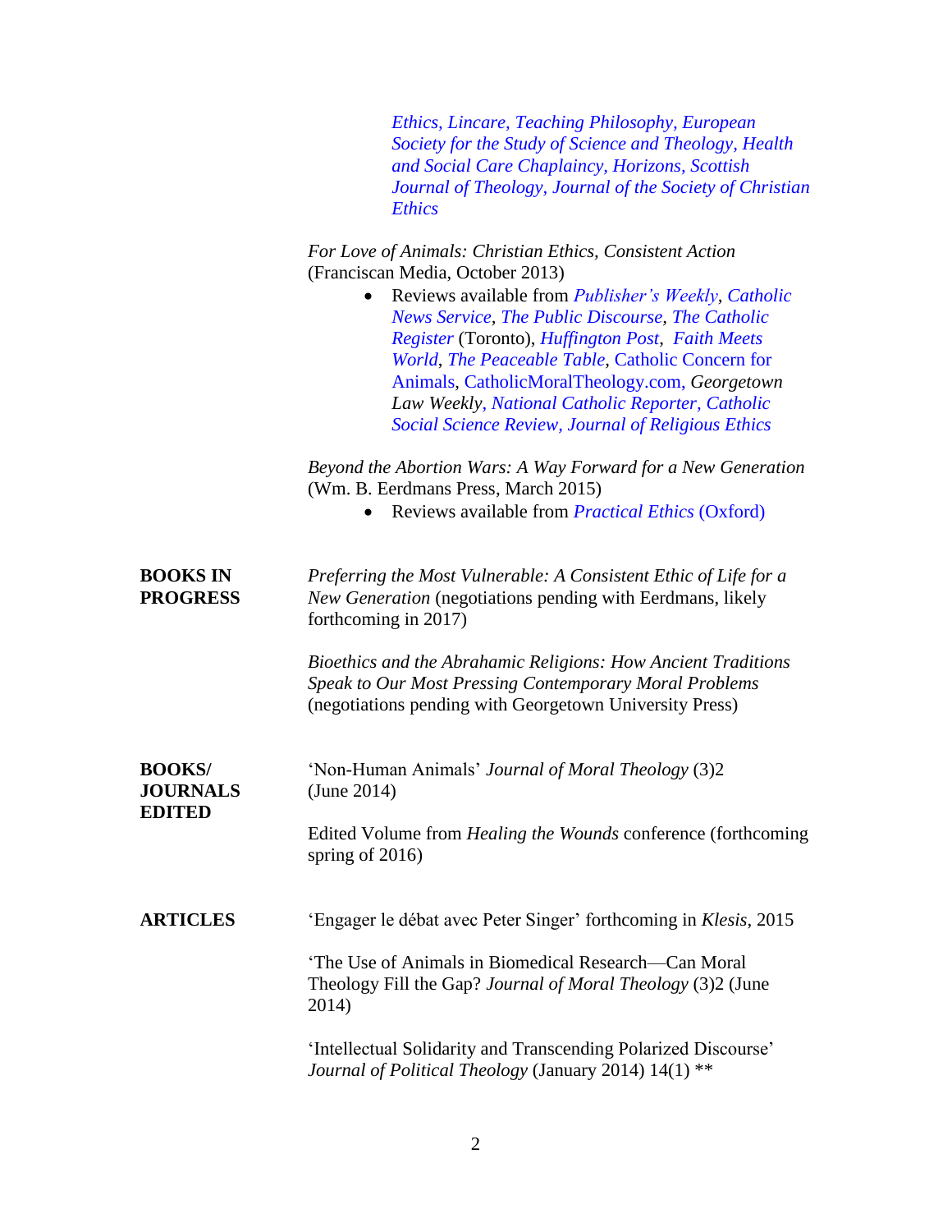*Ethics, Lincare, Teaching Philosophy, European Society for the Study of Science and Theology, Health and Social Care Chaplaincy, Horizons, Scottish Journal of Theology, Journal of the Society of Christian Ethics*

*For Love of Animals: Christian Ethics, Consistent Action* (Franciscan Media, October 2013)

- Reviews available from *Publisher's Weekly*, *Catholic News Service*, *The Public Discourse*, *The Catholic Register* (Toronto), *Huffington Post*, *Faith Meets World*, *The Peaceable Table*, Catholic Concern for Animals, CatholicMoralTheology.com, *Georgetown Law Weekly, National Catholic Reporter, Catholic Social Science Review, Journal of Religious Ethics*

*Beyond the Abortion Wars: A Way Forward for a New Generation* (Wm. B. Eerdmans Press, March 2015)

- Reviews available from *Practical Ethics* (Oxford)

**BOOKS IN PROGRESS**

*Preferring the Most Vulnerable: A Consistent Ethic of Life for a New Generation* (negotiations pending with Eerdmans, likely forthcoming in 2017)

*Bioethics and the Abrahamic Religions: How Ancient Traditions Speak to Our Most Pressing Contemporary Moral Problems* (negotiations pending with Georgetown University Press)

**BOOKS/ JOURNALS EDITED**

'Non-Human Animals' *Journal of Moral Theology* (3)2 (June 2014)

Edited Volume from *Healing the Wounds* conference (forthcoming spring of 2016)

**ARTICLES**

'Engager le débat avec Peter Singer' forthcoming in *Klesis*, 2015

'The Use of Animals in Biomedical Research—Can Moral Theology Fill the Gap? *Journal of Moral Theology* (3)2 (June 2014)

'Intellectual Solidarity and Transcending Polarized Discourse' *Journal of Political Theology* (January 2014) 14(1) **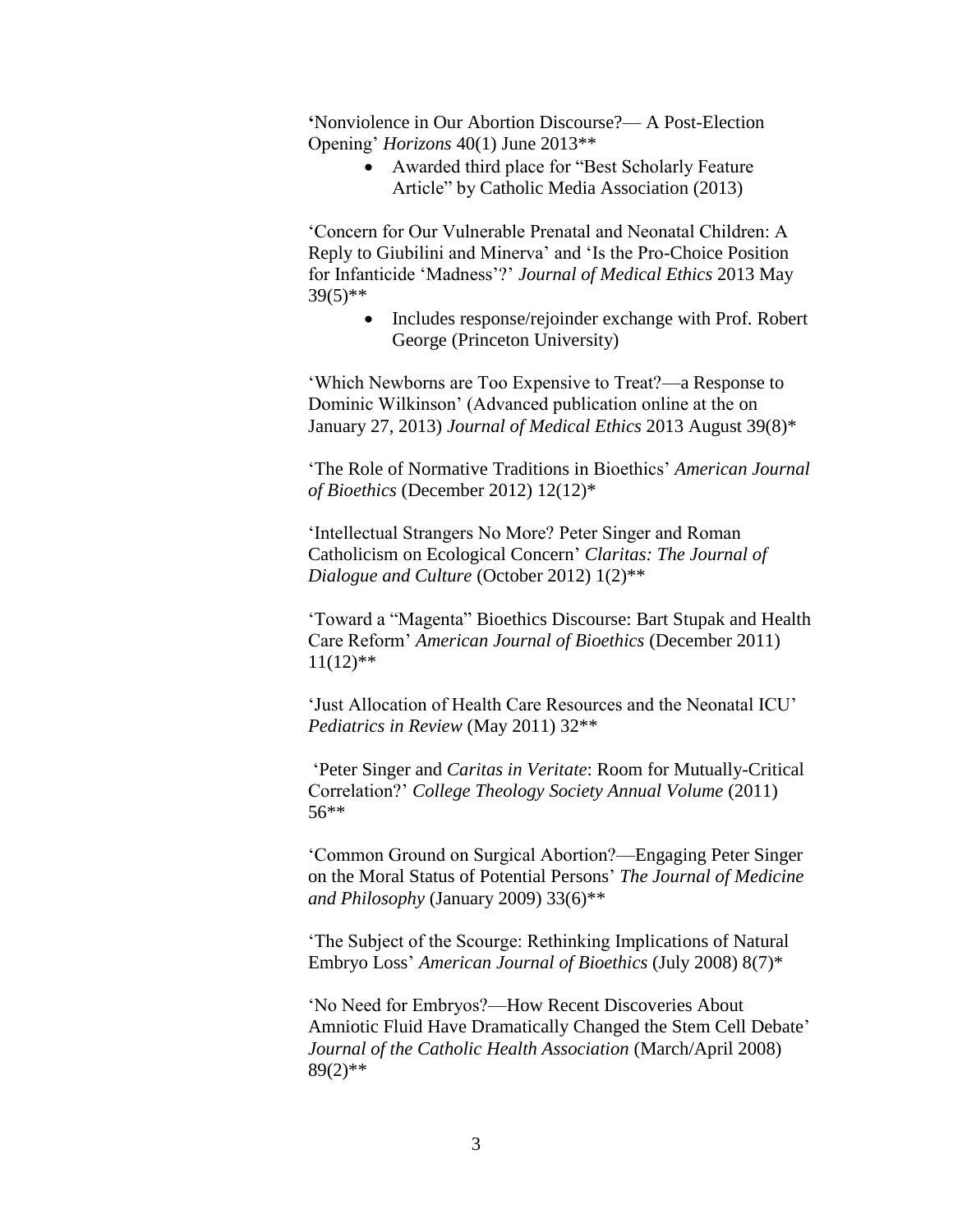'Nonviolence in Our Abortion Discourse?— A Post-Election Opening' *Horizons* 40(1) June 2013**

- Awarded third place for "Best Scholarly Feature Article" by Catholic Media Association (2013)

'Concern for Our Vulnerable Prenatal and Neonatal Children: A Reply to Giubilini and Minerva' and 'Is the Pro-Choice Position for Infanticide 'Madness'?' *Journal of Medical Ethics* 2013 May 39(5)**

- Includes response/rejoinder exchange with Prof. Robert George (Princeton University)

'Which Newborns are Too Expensive to Treat?—a Response to Dominic Wilkinson' (Advanced publication online at the on January 27, 2013) *Journal of Medical Ethics* 2013 August 39(8)*

'The Role of Normative Traditions in Bioethics' *American Journal of Bioethics* (December 2012) 12(12)*

'Intellectual Strangers No More? Peter Singer and Roman Catholicism on Ecological Concern' *Claritas: The Journal of Dialogue and Culture* (October 2012) 1(2)**

'Toward a "Magenta" Bioethics Discourse: Bart Stupak and Health Care Reform' *American Journal of Bioethics* (December 2011) 11(12)**

'Just Allocation of Health Care Resources and the Neonatal ICU' *Pediatrics in Review* (May 2011) 32**

'Peter Singer and *Caritas in Veritate*: Room for Mutually-Critical Correlation?' *College Theology Society Annual Volume* (2011) 56**

'Common Ground on Surgical Abortion?—Engaging Peter Singer on the Moral Status of Potential Persons' *The Journal of Medicine and Philosophy* (January 2009) 33(6)**

'The Subject of the Scourge: Rethinking Implications of Natural Embryo Loss' *American Journal of Bioethics* (July 2008) 8(7)*

'No Need for Embryos?—How Recent Discoveries About Amniotic Fluid Have Dramatically Changed the Stem Cell Debate' *Journal of the Catholic Health Association* (March/April 2008) 89(2)**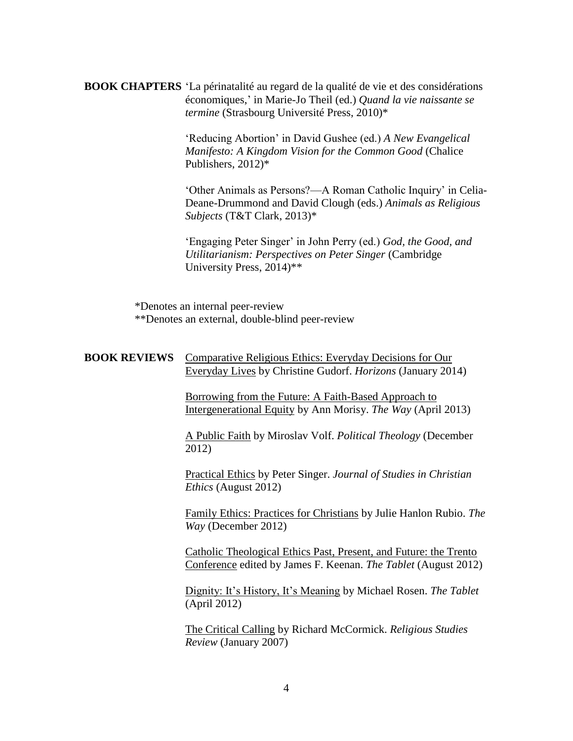**BOOK CHAPTERS**

'La périnatalité au regard de la qualité de vie et des considérations économiques,' in Marie-Jo Theil (ed.) *Quand la vie naissante se termine* (Strasbourg Université Press, 2010)*

'Reducing Abortion' in David Gushee (ed.) *A New Evangelical Manifesto: A Kingdom Vision for the Common Good* (Chalice Publishers, 2012)*

'Other Animals as Persons?—A Roman Catholic Inquiry' in Celia-Deane-Drummond and David Clough (eds.) *Animals as Religious Subjects* (T&T Clark, 2013)*

'Engaging Peter Singer' in John Perry (ed.) *God, the Good, and Utilitarianism: Perspectives on Peter Singer* (Cambridge University Press, 2014)**

*Denotes an internal peer-review
**Denotes an external, double-blind peer-review

**BOOK REVIEWS**

<u>Comparative Religious Ethics: Everyday Decisions for Our Everyday Lives</u> by Christine Gudorf. *Horizons* (January 2014)

<u>Borrowing from the Future: A Faith-Based Approach to Intergenerational Equity</u> by Ann Morisy. *The Way* (April 2013)

<u>A Public Faith</u> by Miroslav Volf. *Political Theology* (December 2012)

<u>Practical Ethics</u> by Peter Singer. *Journal of Studies in Christian Ethics* (August 2012)

<u>Family Ethics: Practices for Christians</u> by Julie Hanlon Rubio. *The Way* (December 2012)

<u>Catholic Theological Ethics Past, Present, and Future: the Trento Conference</u> edited by James F. Keenan. *The Tablet* (August 2012)

<u>Dignity: It's History, It's Meaning</u> by Michael Rosen. *The Tablet* (April 2012)

<u>The Critical Calling</u> by Richard McCormick. *Religious Studies Review* (January 2007)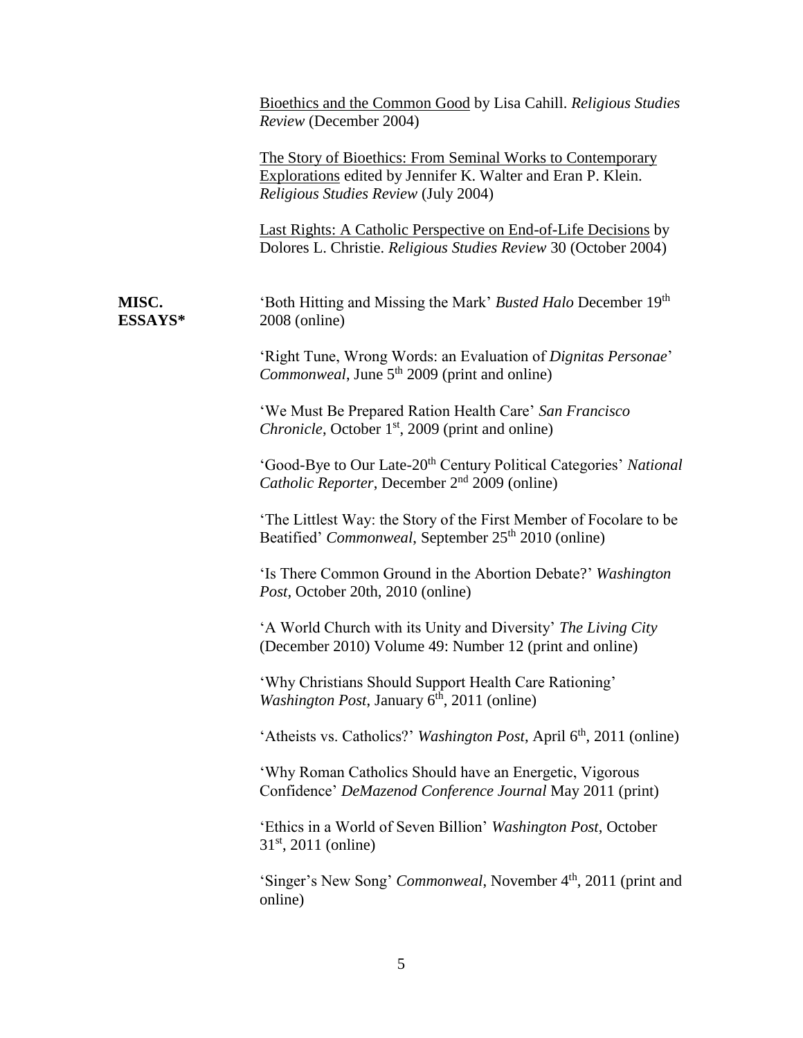Bioethics and the Common Good by Lisa Cahill. *Religious Studies Review* (December 2004)

The Story of Bioethics: From Seminal Works to Contemporary Explorations edited by Jennifer K. Walter and Eran P. Klein. *Religious Studies Review* (July 2004)

Last Rights: A Catholic Perspective on End-of-Life Decisions by Dolores L. Christie. *Religious Studies Review* 30 (October 2004)

**MISC. ESSAYS***

'Both Hitting and Missing the Mark' *Busted Halo* December 19th 2008 (online)

'Right Tune, Wrong Words: an Evaluation of *Dignitas Personae*' *Commonweal*, June 5th 2009 (print and online)

'We Must Be Prepared Ration Health Care' *San Francisco Chronicle*, October 1st, 2009 (print and online)

'Good-Bye to Our Late-20th Century Political Categories' *National Catholic Reporter*, December 2nd 2009 (online)

'The Littlest Way: the Story of the First Member of Focolare to be Beatified' *Commonweal*, September 25th 2010 (online)

'Is There Common Ground in the Abortion Debate?' *Washington Post*, October 20th, 2010 (online)

'A World Church with its Unity and Diversity' *The Living City* (December 2010) Volume 49: Number 12 (print and online)

'Why Christians Should Support Health Care Rationing' *Washington Post*, January 6th, 2011 (online)

'Atheists vs. Catholics?' *Washington Post*, April 6th, 2011 (online)

'Why Roman Catholics Should have an Energetic, Vigorous Confidence' *DeMazenod Conference Journal* May 2011 (print)

'Ethics in a World of Seven Billion' *Washington Post*, October 31st, 2011 (online)

'Singer's New Song' *Commonweal*, November 4th, 2011 (print and online)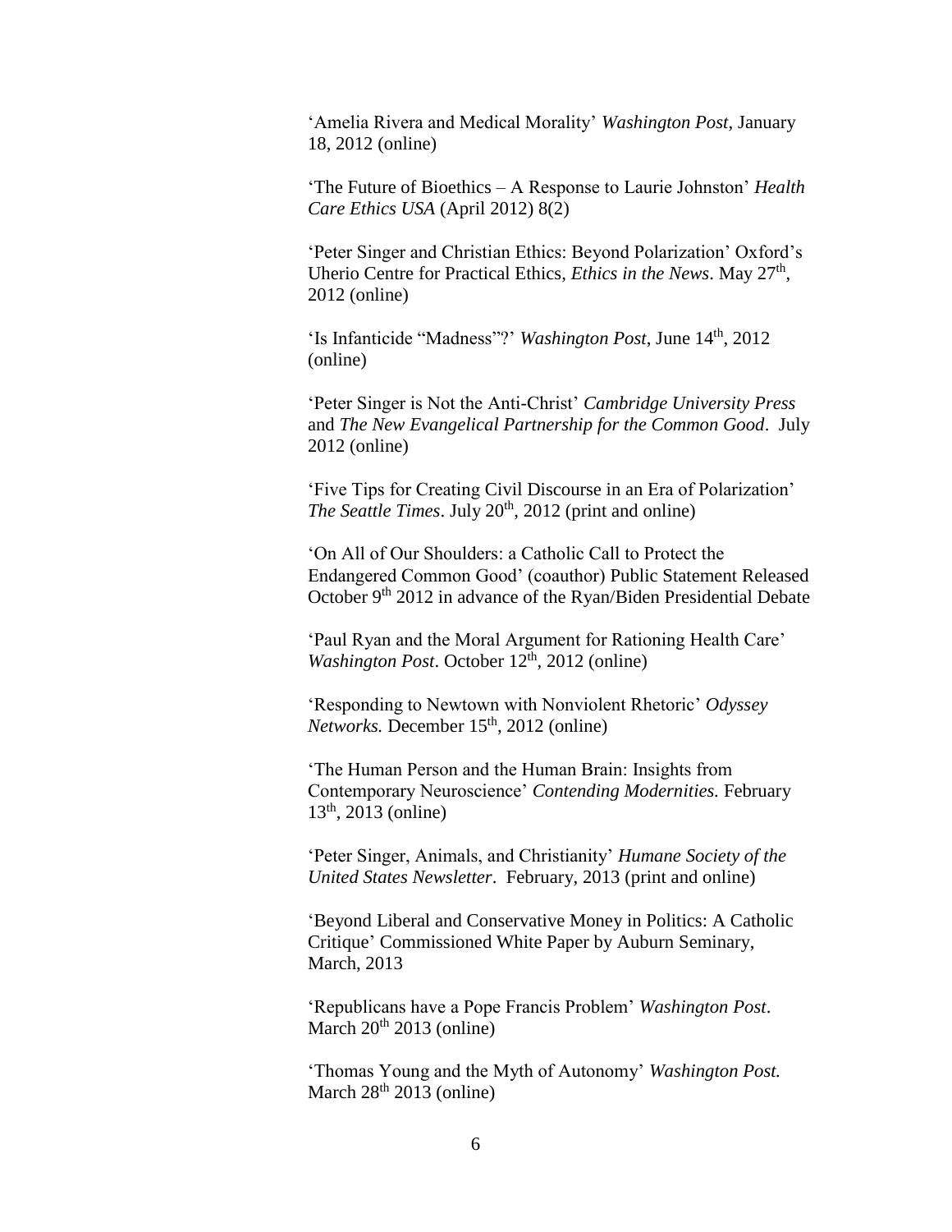'Amelia Rivera and Medical Morality' *Washington Post*, January 18, 2012 (online)

'The Future of Bioethics – A Response to Laurie Johnston' *Health Care Ethics USA* (April 2012) 8(2)

'Peter Singer and Christian Ethics: Beyond Polarization' Oxford's Uherio Centre for Practical Ethics, *Ethics in the News*. May 27th, 2012 (online)

'Is Infanticide "Madness"?' *Washington Post*, June 14th, 2012 (online)

'Peter Singer is Not the Anti-Christ' *Cambridge University Press* and *The New Evangelical Partnership for the Common Good*. July 2012 (online)

'Five Tips for Creating Civil Discourse in an Era of Polarization' *The Seattle Times*. July 20th, 2012 (print and online)

'On All of Our Shoulders: a Catholic Call to Protect the Endangered Common Good' (coauthor) Public Statement Released October 9th 2012 in advance of the Ryan/Biden Presidential Debate

'Paul Ryan and the Moral Argument for Rationing Health Care' *Washington Post*. October 12th, 2012 (online)

'Responding to Newtown with Nonviolent Rhetoric' *Odyssey Networks.* December 15th, 2012 (online)

'The Human Person and the Human Brain: Insights from Contemporary Neuroscience' *Contending Modernities.* February 13th, 2013 (online)

'Peter Singer, Animals, and Christianity' *Humane Society of the United States Newsletter*. February, 2013 (print and online)

'Beyond Liberal and Conservative Money in Politics: A Catholic Critique' Commissioned White Paper by Auburn Seminary, March, 2013

'Republicans have a Pope Francis Problem' *Washington Post*. March 20th 2013 (online)

'Thomas Young and the Myth of Autonomy' *Washington Post.* March 28th 2013 (online)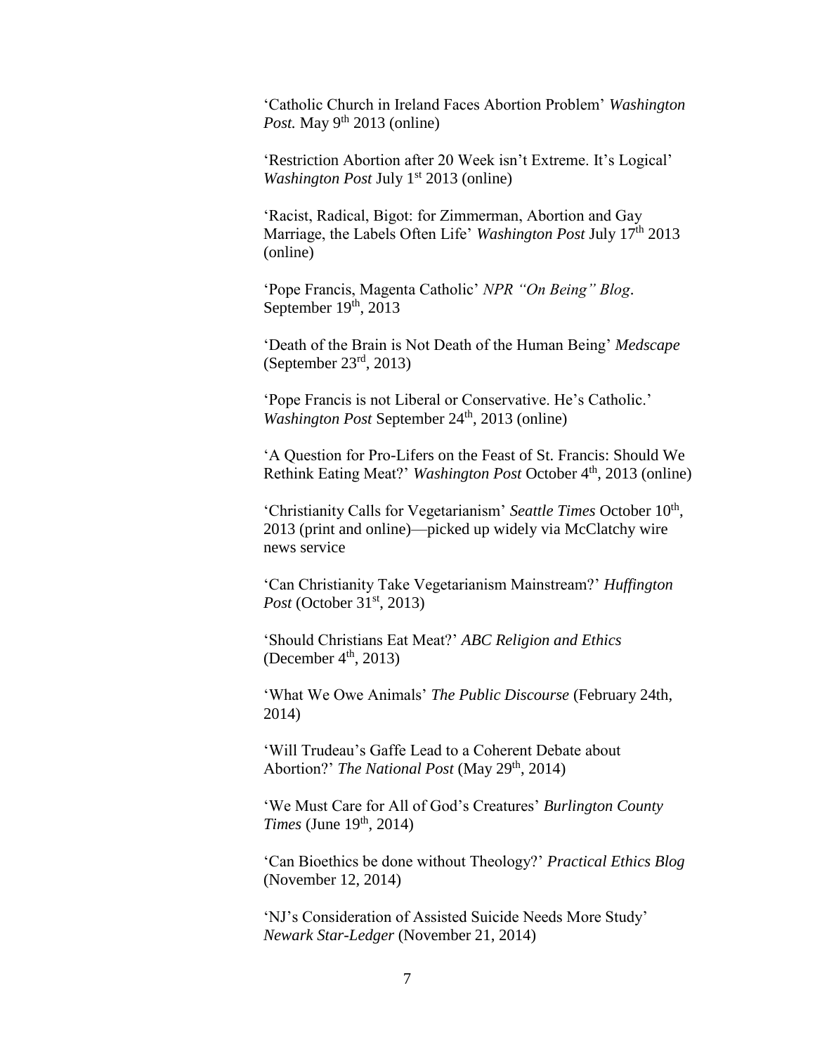'Catholic Church in Ireland Faces Abortion Problem' *Washington Post.* May 9th 2013 (online)

'Restriction Abortion after 20 Week isn't Extreme. It's Logical' *Washington Post* July 1st 2013 (online)

'Racist, Radical, Bigot: for Zimmerman, Abortion and Gay Marriage, the Labels Often Life' *Washington Post* July 17th 2013 (online)

'Pope Francis, Magenta Catholic' *NPR "On Being" Blog*. September 19th, 2013

'Death of the Brain is Not Death of the Human Being' *Medscape* (September 23rd, 2013)

'Pope Francis is not Liberal or Conservative. He's Catholic.' *Washington Post* September 24th, 2013 (online)

'A Question for Pro-Lifers on the Feast of St. Francis: Should We Rethink Eating Meat?' *Washington Post* October 4th, 2013 (online)

'Christianity Calls for Vegetarianism' *Seattle Times* October 10th, 2013 (print and online)—picked up widely via McClatchy wire news service

'Can Christianity Take Vegetarianism Mainstream?' *Huffington Post* (October 31st, 2013)

'Should Christians Eat Meat?' *ABC Religion and Ethics* (December 4th, 2013)

'What We Owe Animals' *The Public Discourse* (February 24th, 2014)

'Will Trudeau's Gaffe Lead to a Coherent Debate about Abortion?' *The National Post* (May 29th, 2014)

'We Must Care for All of God's Creatures' *Burlington County Times* (June 19th, 2014)

'Can Bioethics be done without Theology?' *Practical Ethics Blog* (November 12, 2014)

'NJ's Consideration of Assisted Suicide Needs More Study' *Newark Star-Ledger* (November 21, 2014)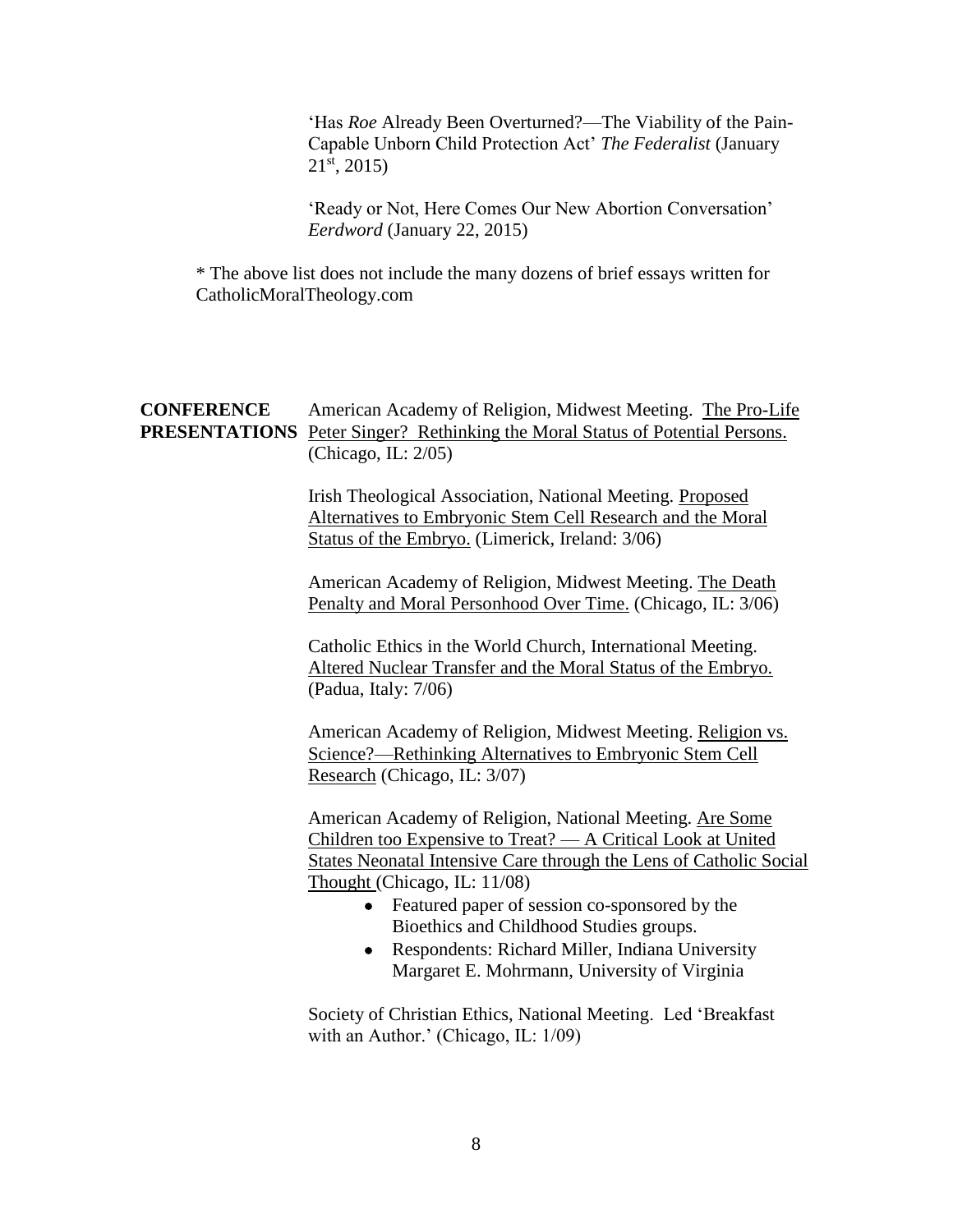'Has *Roe* Already Been Overturned?—The Viability of the Pain-Capable Unborn Child Protection Act' *The Federalist* (January 21st, 2015)

'Ready or Not, Here Comes Our New Abortion Conversation' *Eerdword* (January 22, 2015)

* The above list does not include the many dozens of brief essays written for CatholicMoralTheology.com

**CONFERENCE PRESENTATIONS**

American Academy of Religion, Midwest Meeting. <u>The Pro-Life Peter Singer? Rethinking the Moral Status of Potential Persons.</u> (Chicago, IL: 2/05)

Irish Theological Association, National Meeting. <u>Proposed Alternatives to Embryonic Stem Cell Research and the Moral Status of the Embryo.</u> (Limerick, Ireland: 3/06)

American Academy of Religion, Midwest Meeting. <u>The Death Penalty and Moral Personhood Over Time.</u> (Chicago, IL: 3/06)

Catholic Ethics in the World Church, International Meeting. <u>Altered Nuclear Transfer and the Moral Status of the Embryo.</u> (Padua, Italy: 7/06)

American Academy of Religion, Midwest Meeting. <u>Religion vs. Science?—Rethinking Alternatives to Embryonic Stem Cell Research</u> (Chicago, IL: 3/07)

American Academy of Religion, National Meeting. <u>Are Some Children too Expensive to Treat? — A Critical Look at United States Neonatal Intensive Care through the Lens of Catholic Social Thought</u> (Chicago, IL: 11/08)

- Featured paper of session co-sponsored by the Bioethics and Childhood Studies groups.
- Respondents: Richard Miller, Indiana University Margaret E. Mohrmann, University of Virginia

Society of Christian Ethics, National Meeting. Led 'Breakfast with an Author.' (Chicago, IL: 1/09)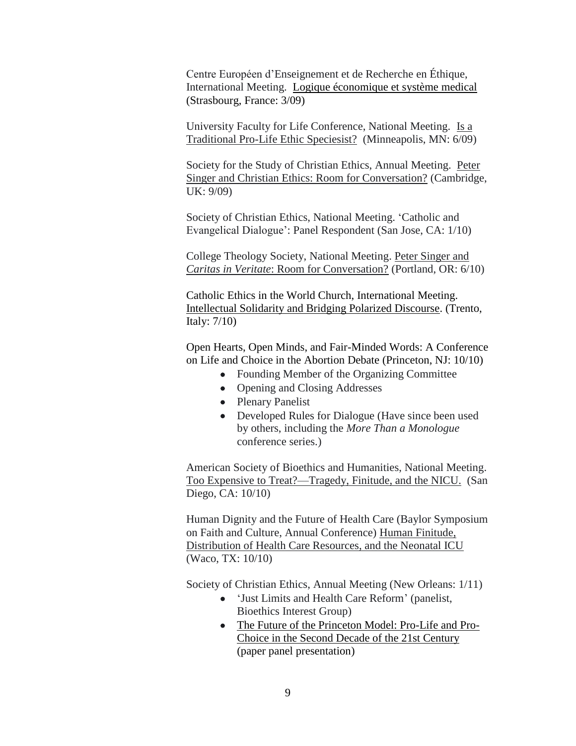Centre Européen d'Enseignement et de Recherche en Éthique, International Meeting. <u>Logique économique et système medical</u> (Strasbourg, France: 3/09)

University Faculty for Life Conference, National Meeting. <u>Is a Traditional Pro-Life Ethic Speciesist?</u> (Minneapolis, MN: 6/09)

Society for the Study of Christian Ethics, Annual Meeting. <u>Peter Singer and Christian Ethics: Room for Conversation?</u> (Cambridge, UK: 9/09)

Society of Christian Ethics, National Meeting. 'Catholic and Evangelical Dialogue': Panel Respondent (San Jose, CA: 1/10)

College Theology Society, National Meeting. <u>Peter Singer and *Caritas in Veritate*: Room for Conversation?</u> (Portland, OR: 6/10)

Catholic Ethics in the World Church, International Meeting. <u>Intellectual Solidarity and Bridging Polarized Discourse</u>. (Trento, Italy: 7/10)

Open Hearts, Open Minds, and Fair-Minded Words: A Conference on Life and Choice in the Abortion Debate (Princeton, NJ: 10/10)

- Founding Member of the Organizing Committee
- Opening and Closing Addresses
- Plenary Panelist
- Developed Rules for Dialogue (Have since been used by others, including the *More Than a Monologue* conference series.)

American Society of Bioethics and Humanities, National Meeting. <u>Too Expensive to Treat?—Tragedy, Finitude, and the NICU.</u> (San Diego, CA: 10/10)

Human Dignity and the Future of Health Care (Baylor Symposium on Faith and Culture, Annual Conference) <u>Human Finitude, Distribution of Health Care Resources, and the Neonatal ICU</u> (Waco, TX: 10/10)

Society of Christian Ethics, Annual Meeting (New Orleans: 1/11)

- 'Just Limits and Health Care Reform' (panelist, Bioethics Interest Group)
- <u>The Future of the Princeton Model: Pro-Life and Pro-Choice in the Second Decade of the 21st Century</u> (paper panel presentation)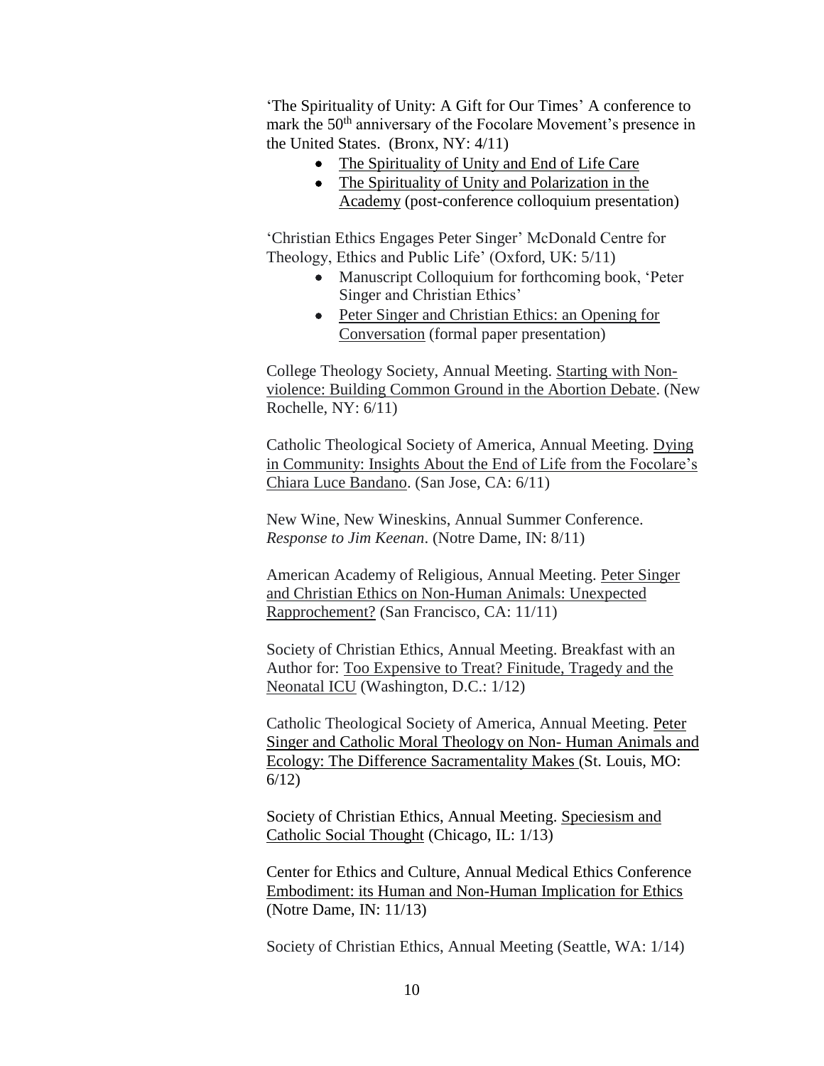'The Spirituality of Unity: A Gift for Our Times' A conference to mark the 50th anniversary of the Focolare Movement's presence in the United States. (Bronx, NY: 4/11)

- The Spirituality of Unity and End of Life Care
- The Spirituality of Unity and Polarization in the Academy (post-conference colloquium presentation)

'Christian Ethics Engages Peter Singer' McDonald Centre for Theology, Ethics and Public Life' (Oxford, UK: 5/11)

- Manuscript Colloquium for forthcoming book, 'Peter Singer and Christian Ethics'
- Peter Singer and Christian Ethics: an Opening for Conversation (formal paper presentation)

College Theology Society, Annual Meeting. Starting with Non-violence: Building Common Ground in the Abortion Debate. (New Rochelle, NY: 6/11)

Catholic Theological Society of America, Annual Meeting. Dying in Community: Insights About the End of Life from the Focolare's Chiara Luce Bandano. (San Jose, CA: 6/11)

New Wine, New Wineskins, Annual Summer Conference. *Response to Jim Keenan*. (Notre Dame, IN: 8/11)

American Academy of Religious, Annual Meeting. Peter Singer and Christian Ethics on Non-Human Animals: Unexpected Rapprochement? (San Francisco, CA: 11/11)

Society of Christian Ethics, Annual Meeting. Breakfast with an Author for: Too Expensive to Treat? Finitude, Tragedy and the Neonatal ICU (Washington, D.C.: 1/12)

Catholic Theological Society of America, Annual Meeting. Peter Singer and Catholic Moral Theology on Non- Human Animals and Ecology: The Difference Sacramentality Makes (St. Louis, MO: 6/12)

Society of Christian Ethics, Annual Meeting. Speciesism and Catholic Social Thought (Chicago, IL: 1/13)

Center for Ethics and Culture, Annual Medical Ethics Conference Embodiment: its Human and Non-Human Implication for Ethics (Notre Dame, IN: 11/13)

Society of Christian Ethics, Annual Meeting (Seattle, WA: 1/14)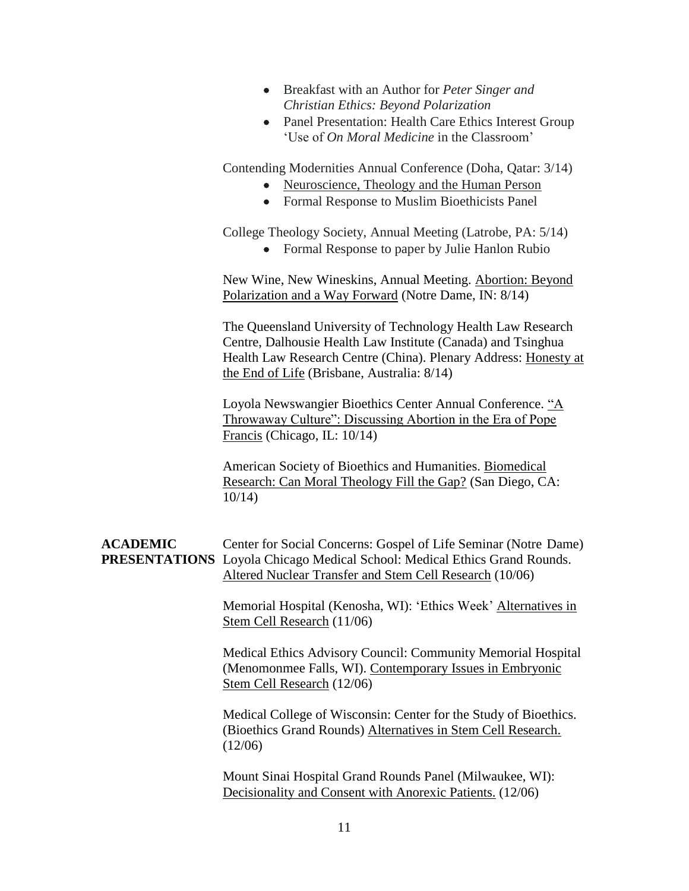- Breakfast with an Author for *Peter Singer and Christian Ethics: Beyond Polarization*
- Panel Presentation: Health Care Ethics Interest Group 'Use of *On Moral Medicine* in the Classroom'

Contending Modernities Annual Conference (Doha, Qatar: 3/14)

- Neuroscience, Theology and the Human Person
- Formal Response to Muslim Bioethicists Panel

College Theology Society, Annual Meeting (Latrobe, PA: 5/14)

- Formal Response to paper by Julie Hanlon Rubio

New Wine, New Wineskins, Annual Meeting. Abortion: Beyond Polarization and a Way Forward (Notre Dame, IN: 8/14)

The Queensland University of Technology Health Law Research Centre, Dalhousie Health Law Institute (Canada) and Tsinghua Health Law Research Centre (China). Plenary Address: Honesty at the End of Life (Brisbane, Australia: 8/14)

Loyola Newswangier Bioethics Center Annual Conference. "A Throwaway Culture": Discussing Abortion in the Era of Pope Francis (Chicago, IL: 10/14)

American Society of Bioethics and Humanities. Biomedical Research: Can Moral Theology Fill the Gap? (San Diego, CA: 10/14)

**ACADEMIC PRESENTATIONS**

Center for Social Concerns: Gospel of Life Seminar (Notre Dame)
Loyola Chicago Medical School: Medical Ethics Grand Rounds. Altered Nuclear Transfer and Stem Cell Research (10/06)

Memorial Hospital (Kenosha, WI): 'Ethics Week' Alternatives in Stem Cell Research (11/06)

Medical Ethics Advisory Council: Community Memorial Hospital (Menomonmee Falls, WI). Contemporary Issues in Embryonic Stem Cell Research (12/06)

Medical College of Wisconsin: Center for the Study of Bioethics. (Bioethics Grand Rounds) Alternatives in Stem Cell Research. (12/06)

Mount Sinai Hospital Grand Rounds Panel (Milwaukee, WI): Decisionality and Consent with Anorexic Patients. (12/06)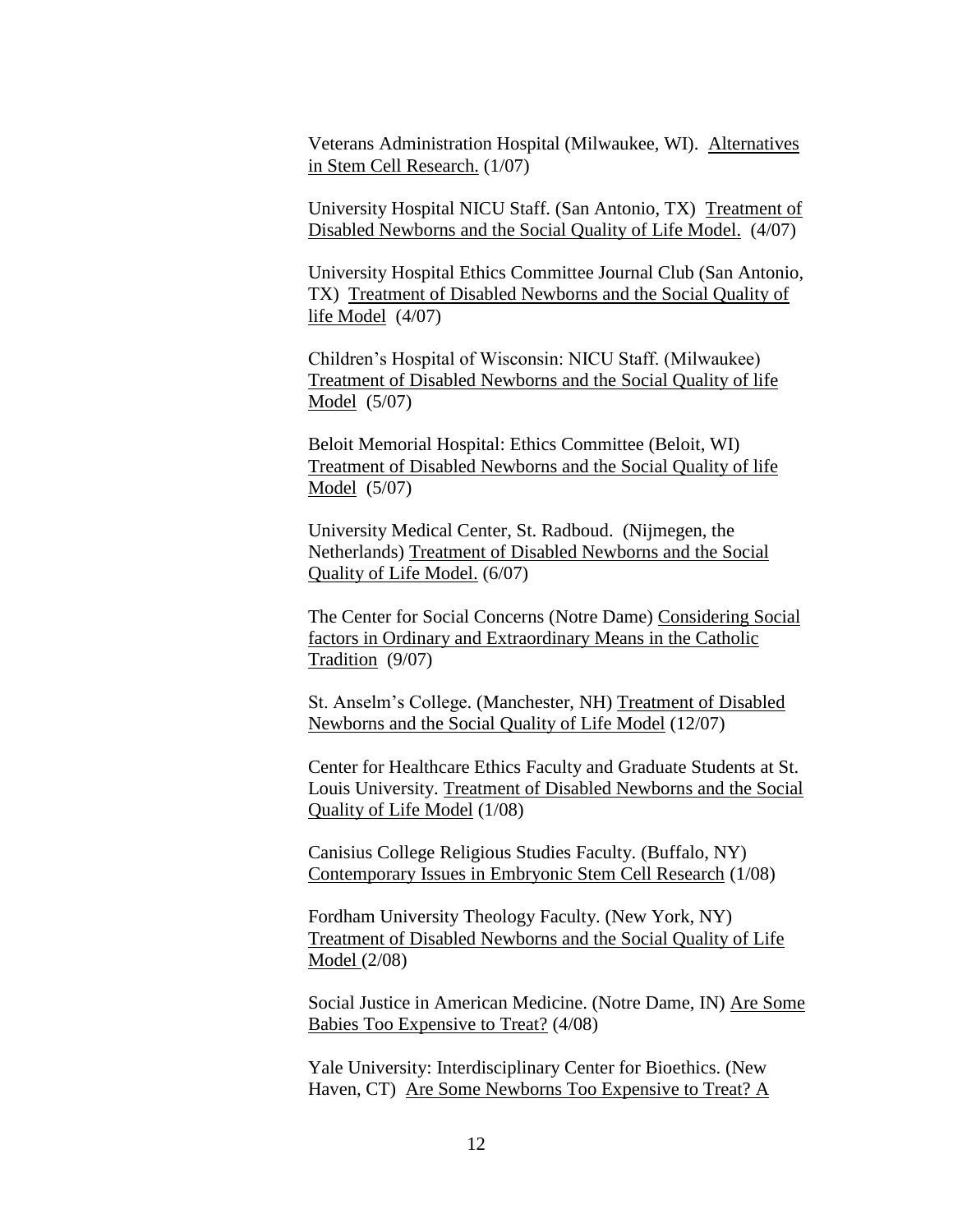Veterans Administration Hospital (Milwaukee, WI). Alternatives in Stem Cell Research. (1/07)

University Hospital NICU Staff. (San Antonio, TX) Treatment of Disabled Newborns and the Social Quality of Life Model. (4/07)

University Hospital Ethics Committee Journal Club (San Antonio, TX) Treatment of Disabled Newborns and the Social Quality of life Model (4/07)

Children's Hospital of Wisconsin: NICU Staff. (Milwaukee) Treatment of Disabled Newborns and the Social Quality of life Model (5/07)

Beloit Memorial Hospital: Ethics Committee (Beloit, WI) Treatment of Disabled Newborns and the Social Quality of life Model (5/07)

University Medical Center, St. Radboud. (Nijmegen, the Netherlands) Treatment of Disabled Newborns and the Social Quality of Life Model. (6/07)

The Center for Social Concerns (Notre Dame) Considering Social factors in Ordinary and Extraordinary Means in the Catholic Tradition (9/07)

St. Anselm's College. (Manchester, NH) Treatment of Disabled Newborns and the Social Quality of Life Model (12/07)

Center for Healthcare Ethics Faculty and Graduate Students at St. Louis University. Treatment of Disabled Newborns and the Social Quality of Life Model (1/08)

Canisius College Religious Studies Faculty. (Buffalo, NY) Contemporary Issues in Embryonic Stem Cell Research (1/08)

Fordham University Theology Faculty. (New York, NY) Treatment of Disabled Newborns and the Social Quality of Life Model (2/08)

Social Justice in American Medicine. (Notre Dame, IN) Are Some Babies Too Expensive to Treat? (4/08)

Yale University: Interdisciplinary Center for Bioethics. (New Haven, CT) Are Some Newborns Too Expensive to Treat? A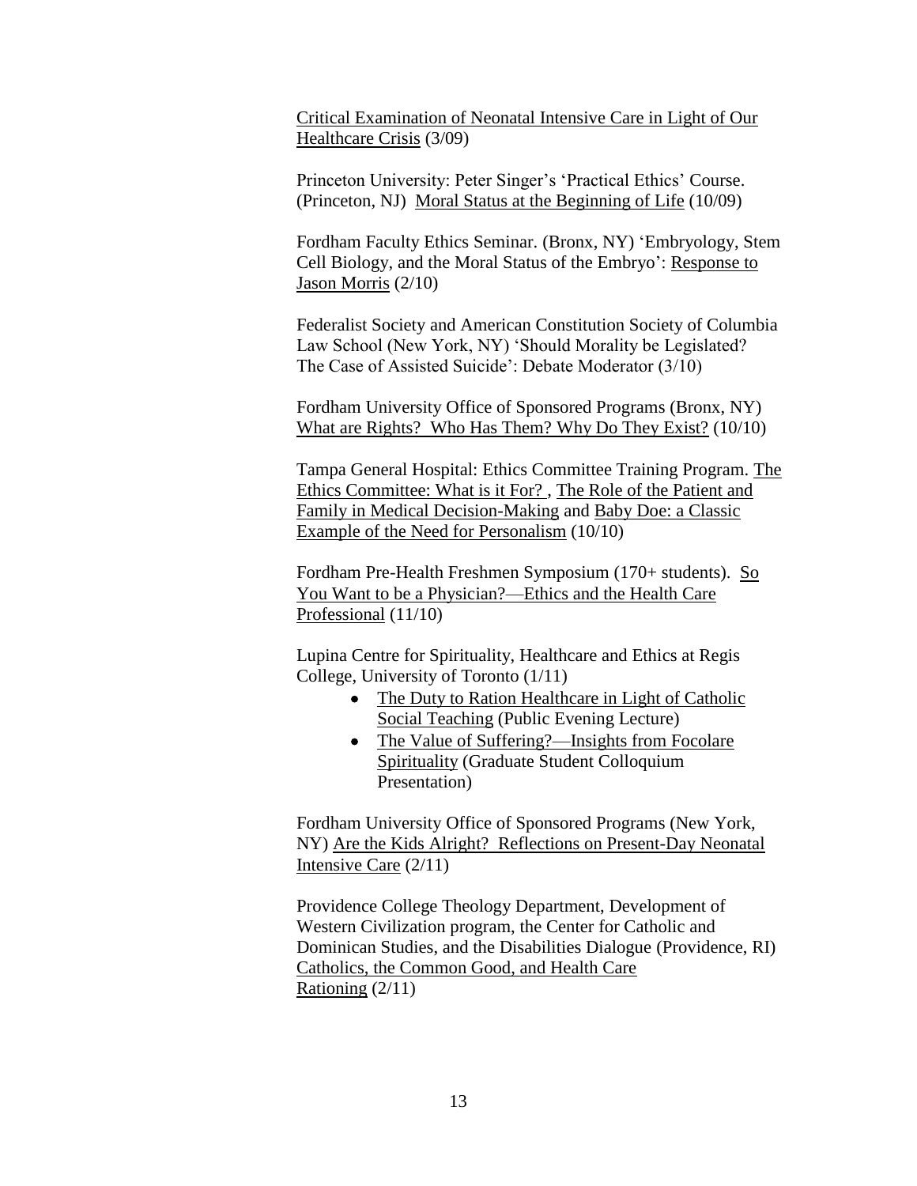Critical Examination of Neonatal Intensive Care in Light of Our Healthcare Crisis (3/09)

Princeton University: Peter Singer's 'Practical Ethics' Course. (Princeton, NJ) Moral Status at the Beginning of Life (10/09)

Fordham Faculty Ethics Seminar. (Bronx, NY) 'Embryology, Stem Cell Biology, and the Moral Status of the Embryo': Response to Jason Morris (2/10)

Federalist Society and American Constitution Society of Columbia Law School (New York, NY) 'Should Morality be Legislated? The Case of Assisted Suicide': Debate Moderator (3/10)

Fordham University Office of Sponsored Programs (Bronx, NY) What are Rights? Who Has Them? Why Do They Exist? (10/10)

Tampa General Hospital: Ethics Committee Training Program. The Ethics Committee: What is it For? , The Role of the Patient and Family in Medical Decision-Making and Baby Doe: a Classic Example of the Need for Personalism (10/10)

Fordham Pre-Health Freshmen Symposium (170+ students). So You Want to be a Physician?—Ethics and the Health Care Professional (11/10)

Lupina Centre for Spirituality, Healthcare and Ethics at Regis College, University of Toronto (1/11)

- The Duty to Ration Healthcare in Light of Catholic Social Teaching (Public Evening Lecture)
- The Value of Suffering?—Insights from Focolare Spirituality (Graduate Student Colloquium Presentation)

Fordham University Office of Sponsored Programs (New York, NY) Are the Kids Alright? Reflections on Present-Day Neonatal Intensive Care (2/11)

Providence College Theology Department, Development of Western Civilization program, the Center for Catholic and Dominican Studies, and the Disabilities Dialogue (Providence, RI) Catholics, the Common Good, and Health Care Rationing (2/11)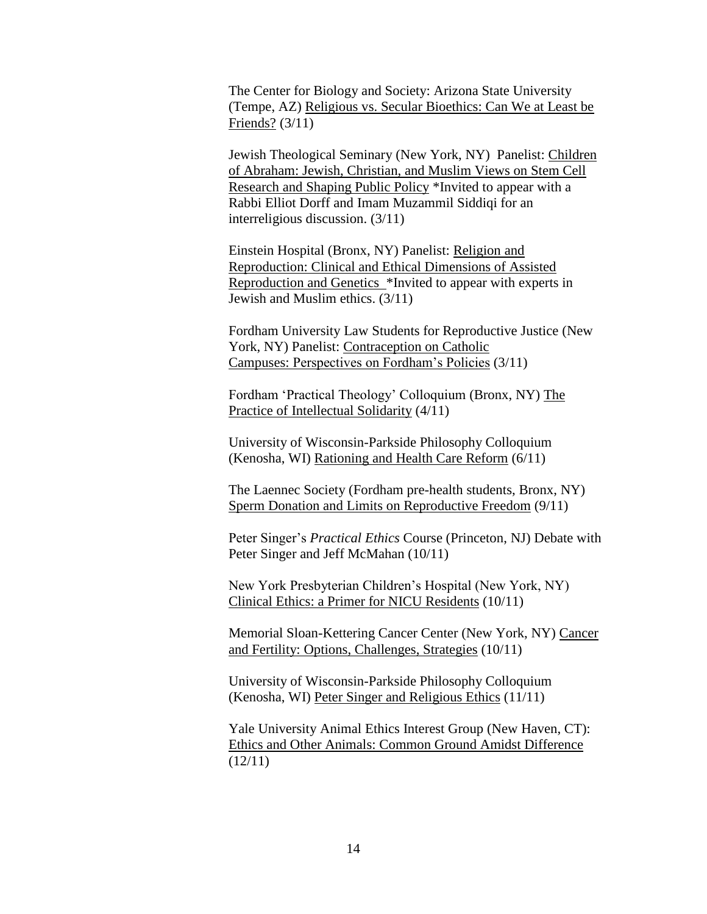The Center for Biology and Society: Arizona State University (Tempe, AZ) Religious vs. Secular Bioethics: Can We at Least be Friends? (3/11)

Jewish Theological Seminary (New York, NY) Panelist: Children of Abraham: Jewish, Christian, and Muslim Views on Stem Cell Research and Shaping Public Policy *Invited to appear with a Rabbi Elliot Dorff and Imam Muzammil Siddiqi for an interreligious discussion. (3/11)

Einstein Hospital (Bronx, NY) Panelist: Religion and Reproduction: Clinical and Ethical Dimensions of Assisted Reproduction and Genetics *Invited to appear with experts in Jewish and Muslim ethics. (3/11)

Fordham University Law Students for Reproductive Justice (New York, NY) Panelist: Contraception on Catholic Campuses: Perspectives on Fordham's Policies (3/11)

Fordham 'Practical Theology' Colloquium (Bronx, NY) The Practice of Intellectual Solidarity (4/11)

University of Wisconsin-Parkside Philosophy Colloquium (Kenosha, WI) Rationing and Health Care Reform (6/11)

The Laennec Society (Fordham pre-health students, Bronx, NY) Sperm Donation and Limits on Reproductive Freedom (9/11)

Peter Singer's *Practical Ethics* Course (Princeton, NJ) Debate with Peter Singer and Jeff McMahan (10/11)

New York Presbyterian Children's Hospital (New York, NY) Clinical Ethics: a Primer for NICU Residents (10/11)

Memorial Sloan-Kettering Cancer Center (New York, NY) Cancer and Fertility: Options, Challenges, Strategies (10/11)

University of Wisconsin-Parkside Philosophy Colloquium (Kenosha, WI) Peter Singer and Religious Ethics (11/11)

Yale University Animal Ethics Interest Group (New Haven, CT): Ethics and Other Animals: Common Ground Amidst Difference (12/11)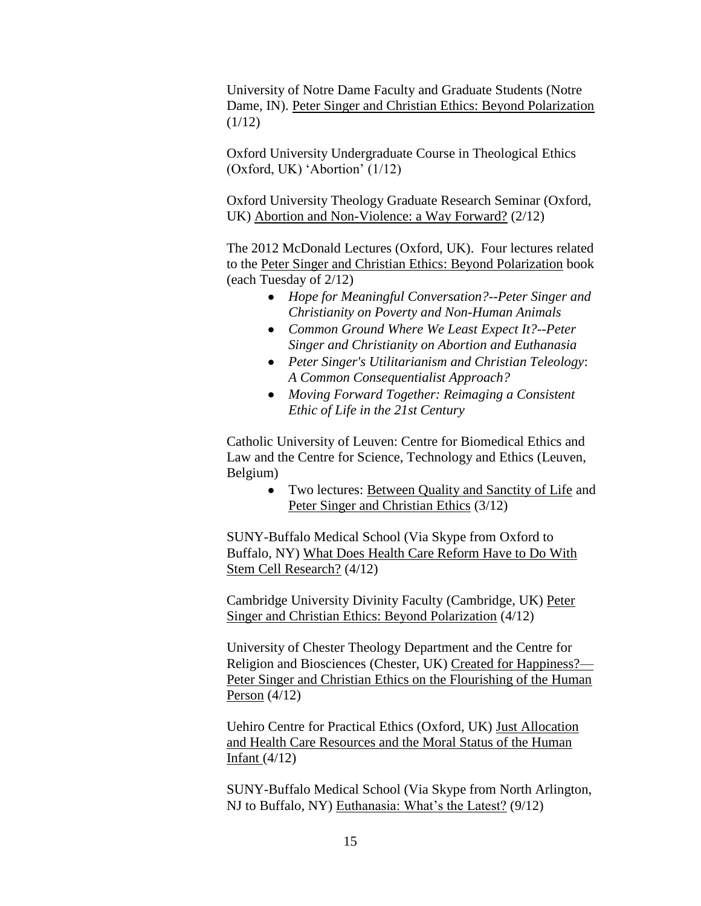University of Notre Dame Faculty and Graduate Students (Notre Dame, IN). <u>Peter Singer and Christian Ethics: Beyond Polarization</u> (1/12)

Oxford University Undergraduate Course in Theological Ethics (Oxford, UK) 'Abortion' (1/12)

Oxford University Theology Graduate Research Seminar (Oxford, UK) <u>Abortion and Non-Violence: a Way Forward?</u> (2/12)

The 2012 McDonald Lectures (Oxford, UK). Four lectures related to the <u>Peter Singer and Christian Ethics: Beyond Polarization</u> book (each Tuesday of 2/12)

- *Hope for Meaningful Conversation?--Peter Singer and Christianity on Poverty and Non-Human Animals*
- *Common Ground Where We Least Expect It?--Peter Singer and Christianity on Abortion and Euthanasia*
- *Peter Singer's Utilitarianism and Christian Teleology*: *A Common Consequentialist Approach?*
- *Moving Forward Together: Reimaging a Consistent Ethic of Life in the 21st Century*

Catholic University of Leuven: Centre for Biomedical Ethics and Law and the Centre for Science, Technology and Ethics (Leuven, Belgium)

- Two lectures: <u>Between Quality and Sanctity of Life</u> and <u>Peter Singer and Christian Ethics</u> (3/12)

SUNY-Buffalo Medical School (Via Skype from Oxford to Buffalo, NY) <u>What Does Health Care Reform Have to Do With Stem Cell Research?</u> (4/12)

Cambridge University Divinity Faculty (Cambridge, UK) <u>Peter Singer and Christian Ethics: Beyond Polarization</u> (4/12)

University of Chester Theology Department and the Centre for Religion and Biosciences (Chester, UK) <u>Created for Happiness?—Peter Singer and Christian Ethics on the Flourishing of the Human Person</u> (4/12)

Uehiro Centre for Practical Ethics (Oxford, UK) <u>Just Allocation and Health Care Resources and the Moral Status of the Human Infant</u> (4/12)

SUNY-Buffalo Medical School (Via Skype from North Arlington, NJ to Buffalo, NY) <u>Euthanasia: What's the Latest?</u> (9/12)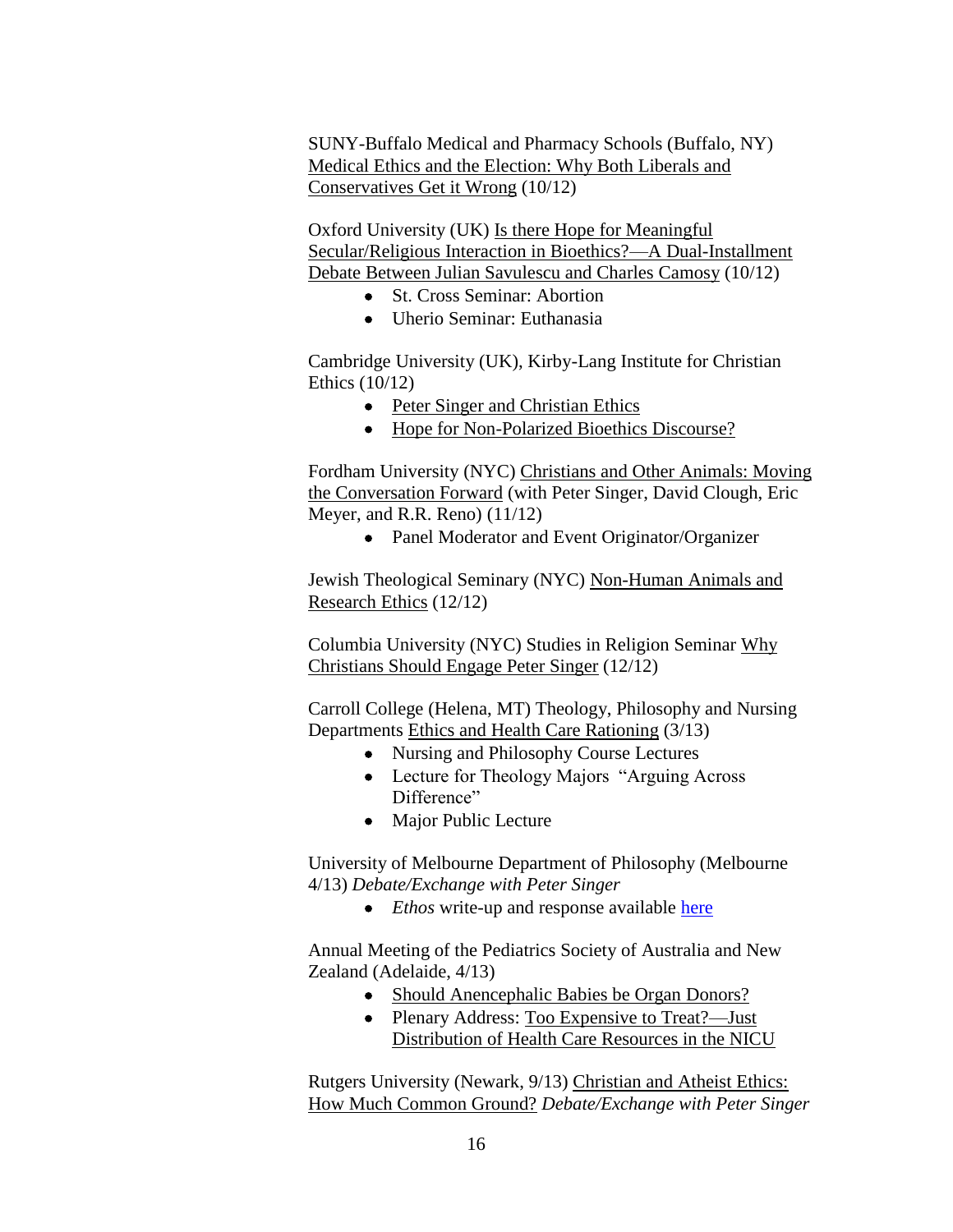SUNY-Buffalo Medical and Pharmacy Schools (Buffalo, NY) Medical Ethics and the Election: Why Both Liberals and Conservatives Get it Wrong (10/12)

Oxford University (UK) Is there Hope for Meaningful Secular/Religious Interaction in Bioethics?—A Dual-Installment Debate Between Julian Savulescu and Charles Camosy (10/12)

- St. Cross Seminar: Abortion
- Uherio Seminar: Euthanasia

Cambridge University (UK), Kirby-Lang Institute for Christian Ethics (10/12)

- Peter Singer and Christian Ethics
- Hope for Non-Polarized Bioethics Discourse?

Fordham University (NYC) Christians and Other Animals: Moving the Conversation Forward (with Peter Singer, David Clough, Eric Meyer, and R.R. Reno) (11/12)

- Panel Moderator and Event Originator/Organizer

Jewish Theological Seminary (NYC) Non-Human Animals and Research Ethics (12/12)

Columbia University (NYC) Studies in Religion Seminar Why Christians Should Engage Peter Singer (12/12)

Carroll College (Helena, MT) Theology, Philosophy and Nursing Departments Ethics and Health Care Rationing (3/13)

- Nursing and Philosophy Course Lectures
- Lecture for Theology Majors "Arguing Across Difference"
- Major Public Lecture

University of Melbourne Department of Philosophy (Melbourne 4/13) *Debate/Exchange with Peter Singer*

- *Ethos* write-up and response available here

Annual Meeting of the Pediatrics Society of Australia and New Zealand (Adelaide, 4/13)

- Should Anencephalic Babies be Organ Donors?
- Plenary Address: Too Expensive to Treat?—Just Distribution of Health Care Resources in the NICU

Rutgers University (Newark, 9/13) Christian and Atheist Ethics: How Much Common Ground? *Debate/Exchange with Peter Singer*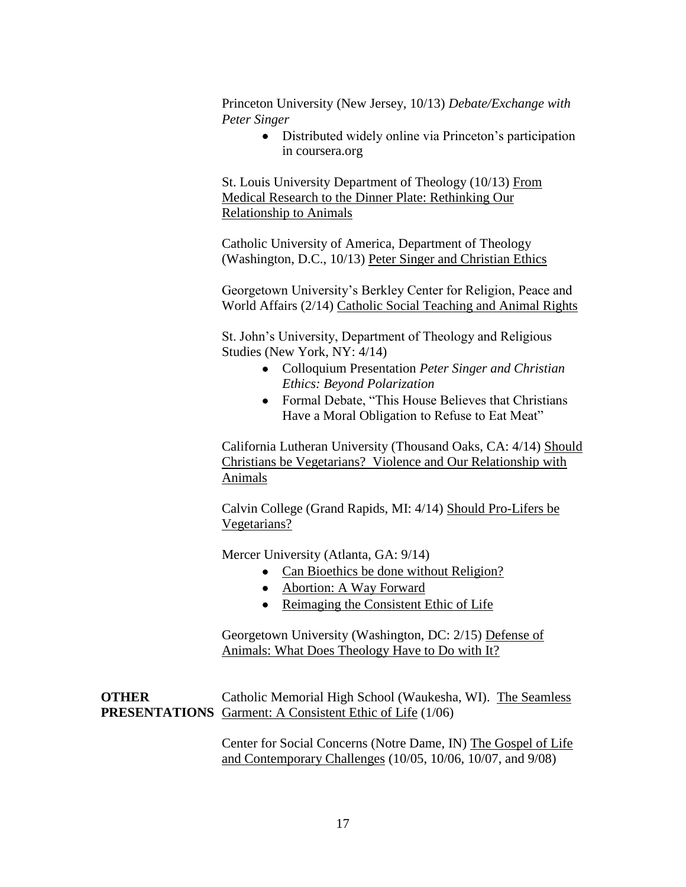Princeton University (New Jersey, 10/13) *Debate/Exchange with Peter Singer*

- Distributed widely online via Princeton's participation in coursera.org

St. Louis University Department of Theology (10/13) From Medical Research to the Dinner Plate: Rethinking Our Relationship to Animals

Catholic University of America, Department of Theology (Washington, D.C., 10/13) Peter Singer and Christian Ethics

Georgetown University's Berkley Center for Religion, Peace and World Affairs (2/14) Catholic Social Teaching and Animal Rights

St. John's University, Department of Theology and Religious Studies (New York, NY: 4/14)

- Colloquium Presentation *Peter Singer and Christian Ethics: Beyond Polarization*
- Formal Debate, "This House Believes that Christians Have a Moral Obligation to Refuse to Eat Meat"

California Lutheran University (Thousand Oaks, CA: 4/14) Should Christians be Vegetarians? Violence and Our Relationship with Animals

Calvin College (Grand Rapids, MI: 4/14) Should Pro-Lifers be Vegetarians?

Mercer University (Atlanta, GA: 9/14)

- Can Bioethics be done without Religion?
- Abortion: A Way Forward
- Reimaging the Consistent Ethic of Life

Georgetown University (Washington, DC: 2/15) Defense of Animals: What Does Theology Have to Do with It?

**OTHER PRESENTATIONS**

Catholic Memorial High School (Waukesha, WI). The Seamless Garment: A Consistent Ethic of Life (1/06)

Center for Social Concerns (Notre Dame, IN) The Gospel of Life and Contemporary Challenges (10/05, 10/06, 10/07, and 9/08)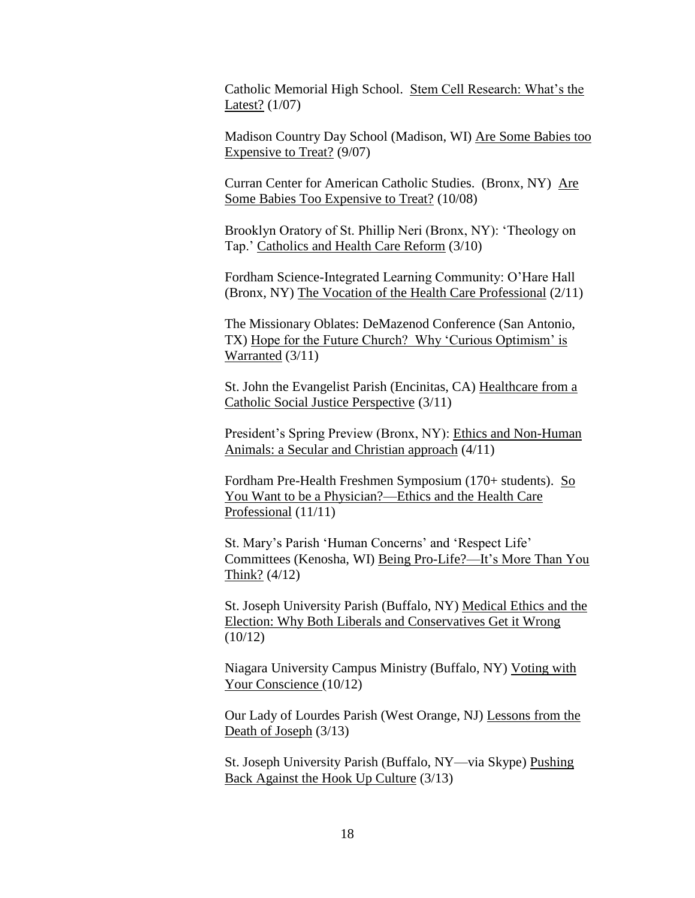Catholic Memorial High School. Stem Cell Research: What's the Latest? (1/07)

Madison Country Day School (Madison, WI) Are Some Babies too Expensive to Treat? (9/07)

Curran Center for American Catholic Studies. (Bronx, NY) Are Some Babies Too Expensive to Treat? (10/08)

Brooklyn Oratory of St. Phillip Neri (Bronx, NY): 'Theology on Tap.' Catholics and Health Care Reform (3/10)

Fordham Science-Integrated Learning Community: O'Hare Hall (Bronx, NY) The Vocation of the Health Care Professional (2/11)

The Missionary Oblates: DeMazenod Conference (San Antonio, TX) Hope for the Future Church? Why 'Curious Optimism' is Warranted (3/11)

St. John the Evangelist Parish (Encinitas, CA) Healthcare from a Catholic Social Justice Perspective (3/11)

President's Spring Preview (Bronx, NY): Ethics and Non-Human Animals: a Secular and Christian approach (4/11)

Fordham Pre-Health Freshmen Symposium (170+ students). So You Want to be a Physician?—Ethics and the Health Care Professional (11/11)

St. Mary's Parish 'Human Concerns' and 'Respect Life' Committees (Kenosha, WI) Being Pro-Life?—It's More Than You Think? (4/12)

St. Joseph University Parish (Buffalo, NY) Medical Ethics and the Election: Why Both Liberals and Conservatives Get it Wrong (10/12)

Niagara University Campus Ministry (Buffalo, NY) Voting with Your Conscience (10/12)

Our Lady of Lourdes Parish (West Orange, NJ) Lessons from the Death of Joseph (3/13)

St. Joseph University Parish (Buffalo, NY—via Skype) Pushing Back Against the Hook Up Culture (3/13)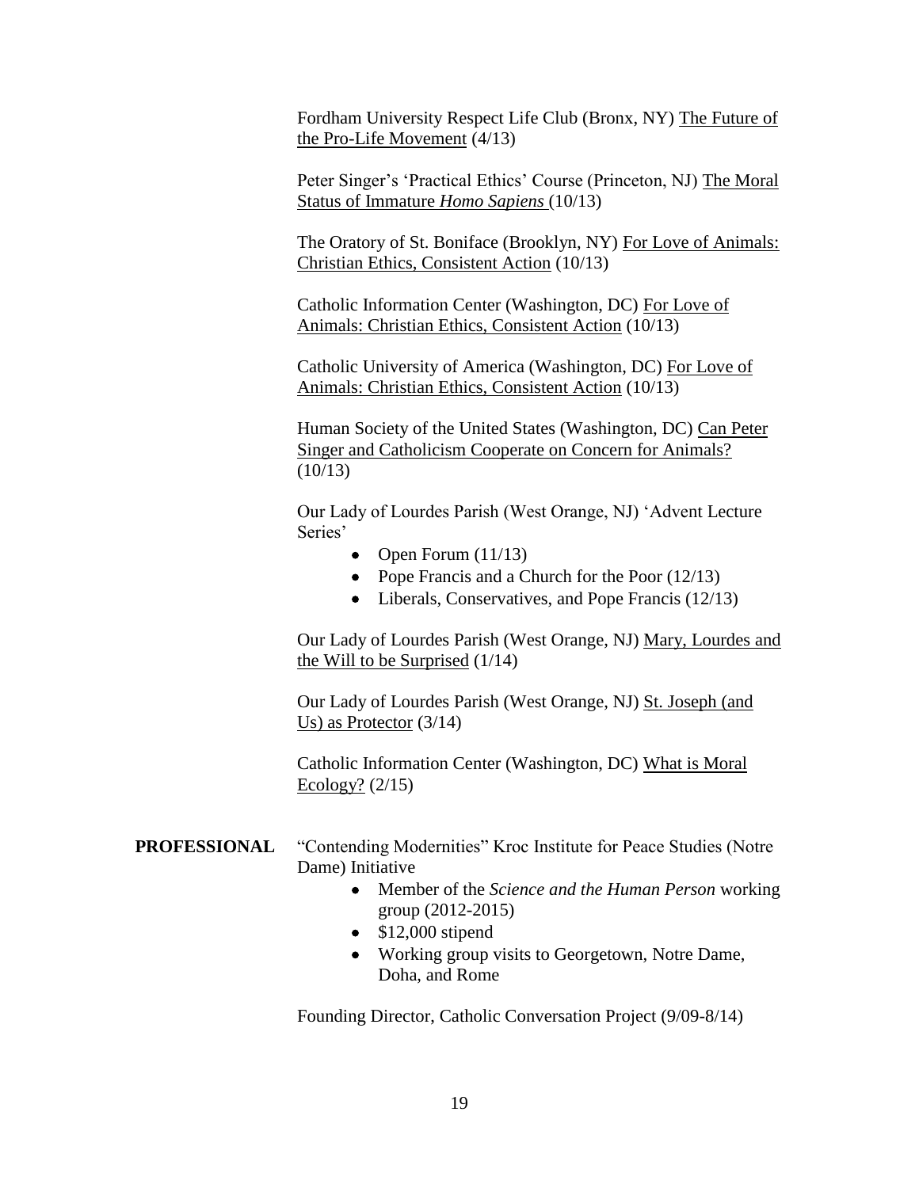Fordham University Respect Life Club (Bronx, NY) <u>The Future of the Pro-Life Movement</u> (4/13)

Peter Singer's 'Practical Ethics' Course (Princeton, NJ) <u>The Moral Status of Immature *Homo Sapiens*</u> (10/13)

The Oratory of St. Boniface (Brooklyn, NY) <u>For Love of Animals: Christian Ethics, Consistent Action</u> (10/13)

Catholic Information Center (Washington, DC) <u>For Love of Animals: Christian Ethics, Consistent Action</u> (10/13)

Catholic University of America (Washington, DC) <u>For Love of Animals: Christian Ethics, Consistent Action</u> (10/13)

Human Society of the United States (Washington, DC) <u>Can Peter Singer and Catholicism Cooperate on Concern for Animals?</u> (10/13)

Our Lady of Lourdes Parish (West Orange, NJ) 'Advent Lecture Series'

- Open Forum (11/13)
- Pope Francis and a Church for the Poor (12/13)
- Liberals, Conservatives, and Pope Francis (12/13)

Our Lady of Lourdes Parish (West Orange, NJ) <u>Mary, Lourdes and the Will to be Surprised</u> (1/14)

Our Lady of Lourdes Parish (West Orange, NJ) <u>St. Joseph (and Us) as Protector</u> (3/14)

Catholic Information Center (Washington, DC) <u>What is Moral Ecology?</u> (2/15)

**PROFESSIONAL**

"Contending Modernities" Kroc Institute for Peace Studies (Notre Dame) Initiative

- Member of the *Science and the Human Person* working group (2012-2015)
- $12,000 stipend
- Working group visits to Georgetown, Notre Dame, Doha, and Rome

Founding Director, Catholic Conversation Project (9/09-8/14)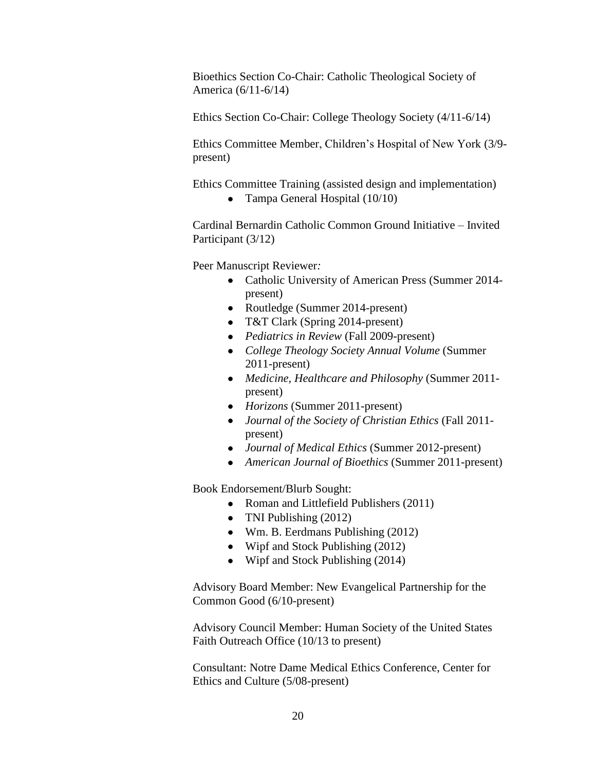Bioethics Section Co-Chair: Catholic Theological Society of America (6/11-6/14)

Ethics Section Co-Chair: College Theology Society (4/11-6/14)

Ethics Committee Member, Children's Hospital of New York (3/9-present)

Ethics Committee Training (assisted design and implementation)

- Tampa General Hospital (10/10)

Cardinal Bernardin Catholic Common Ground Initiative – Invited Participant (3/12)

Peer Manuscript Reviewer*:*

- Catholic University of American Press (Summer 2014-present)
- Routledge (Summer 2014-present)
- T&T Clark (Spring 2014-present)
- *Pediatrics in Review* (Fall 2009-present)
- *College Theology Society Annual Volume* (Summer 2011-present)
- *Medicine, Healthcare and Philosophy* (Summer 2011-present)
- *Horizons* (Summer 2011-present)
- *Journal of the Society of Christian Ethics* (Fall 2011-present)
- *Journal of Medical Ethics* (Summer 2012-present)
- *American Journal of Bioethics* (Summer 2011-present)

Book Endorsement/Blurb Sought:

- Roman and Littlefield Publishers (2011)
- TNI Publishing (2012)
- Wm. B. Eerdmans Publishing (2012)
- Wipf and Stock Publishing (2012)
- Wipf and Stock Publishing (2014)

Advisory Board Member: New Evangelical Partnership for the Common Good (6/10-present)

Advisory Council Member: Human Society of the United States Faith Outreach Office (10/13 to present)

Consultant: Notre Dame Medical Ethics Conference, Center for Ethics and Culture (5/08-present)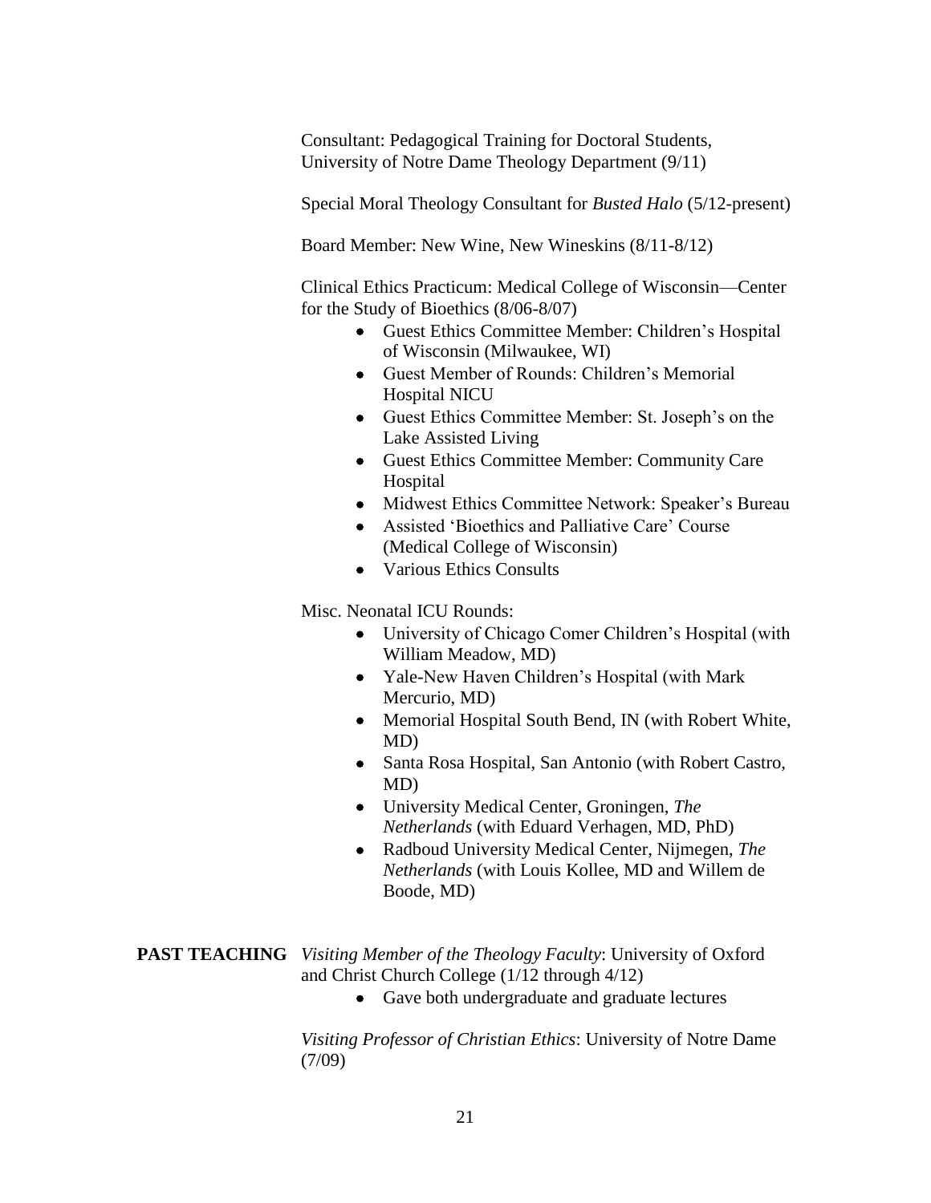Consultant: Pedagogical Training for Doctoral Students, University of Notre Dame Theology Department (9/11)

Special Moral Theology Consultant for *Busted Halo* (5/12-present)

Board Member: New Wine, New Wineskins (8/11-8/12)

Clinical Ethics Practicum: Medical College of Wisconsin—Center for the Study of Bioethics (8/06-8/07)

- Guest Ethics Committee Member: Children's Hospital of Wisconsin (Milwaukee, WI)
- Guest Member of Rounds: Children's Memorial Hospital NICU
- Guest Ethics Committee Member: St. Joseph's on the Lake Assisted Living
- Guest Ethics Committee Member: Community Care Hospital
- Midwest Ethics Committee Network: Speaker's Bureau
- Assisted 'Bioethics and Palliative Care' Course (Medical College of Wisconsin)
- Various Ethics Consults

Misc. Neonatal ICU Rounds:

- University of Chicago Comer Children's Hospital (with William Meadow, MD)
- Yale-New Haven Children's Hospital (with Mark Mercurio, MD)
- Memorial Hospital South Bend, IN (with Robert White, MD)
- Santa Rosa Hospital, San Antonio (with Robert Castro, MD)
- University Medical Center, Groningen, *The Netherlands* (with Eduard Verhagen, MD, PhD)
- Radboud University Medical Center, Nijmegen, *The Netherlands* (with Louis Kollee, MD and Willem de Boode, MD)

**PAST TEACHING**

*Visiting Member of the Theology Faculty*: University of Oxford and Christ Church College (1/12 through 4/12)

- Gave both undergraduate and graduate lectures

*Visiting Professor of Christian Ethics*: University of Notre Dame (7/09)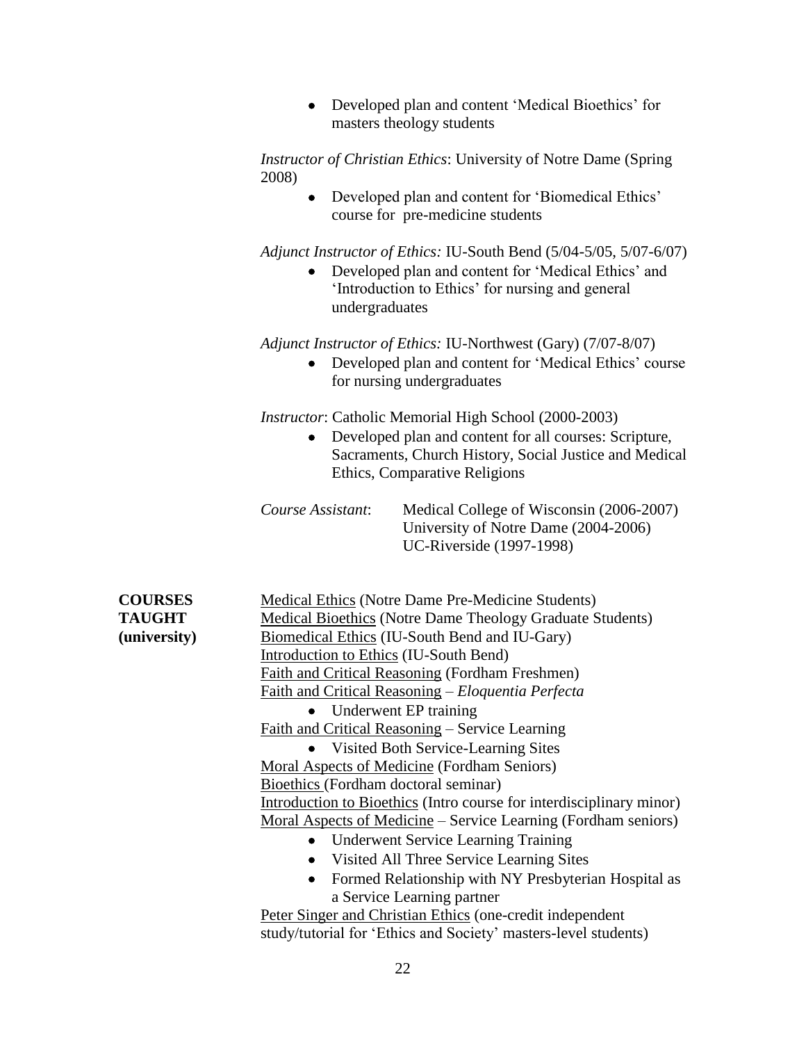- Developed plan and content 'Medical Bioethics' for masters theology students

*Instructor of Christian Ethics*: University of Notre Dame (Spring 2008)

- Developed plan and content for 'Biomedical Ethics' course for pre-medicine students

*Adjunct Instructor of Ethics:* IU-South Bend (5/04-5/05, 5/07-6/07)

- Developed plan and content for 'Medical Ethics' and 'Introduction to Ethics' for nursing and general undergraduates

*Adjunct Instructor of Ethics:* IU-Northwest (Gary) (7/07-8/07)

- Developed plan and content for 'Medical Ethics' course for nursing undergraduates

*Instructor*: Catholic Memorial High School (2000-2003)

- Developed plan and content for all courses: Scripture, Sacraments, Church History, Social Justice and Medical Ethics, Comparative Religions

*Course Assistant*: Medical College of Wisconsin (2006-2007)
University of Notre Dame (2004-2006)
UC-Riverside (1997-1998)

**COURSES TAUGHT (university)**

<u>Medical Ethics</u> (Notre Dame Pre-Medicine Students)
<u>Medical Bioethics</u> (Notre Dame Theology Graduate Students)
<u>Biomedical Ethics</u> (IU-South Bend and IU-Gary)
<u>Introduction to Ethics</u> (IU-South Bend)
<u>Faith and Critical Reasoning</u> (Fordham Freshmen)
<u>Faith and Critical Reasoning</u> – *Eloquentia Perfecta*

- Underwent EP training

<u>Faith and Critical Reasoning</u> – Service Learning

- Visited Both Service-Learning Sites

<u>Moral Aspects of Medicine</u> (Fordham Seniors)
<u>Bioethics</u> (Fordham doctoral seminar)
<u>Introduction to Bioethics</u> (Intro course for interdisciplinary minor)
<u>Moral Aspects of Medicine</u> – Service Learning (Fordham seniors)

- Underwent Service Learning Training
- Visited All Three Service Learning Sites
- Formed Relationship with NY Presbyterian Hospital as a Service Learning partner

<u>Peter Singer and Christian Ethics</u> (one-credit independent study/tutorial for 'Ethics and Society' masters-level students)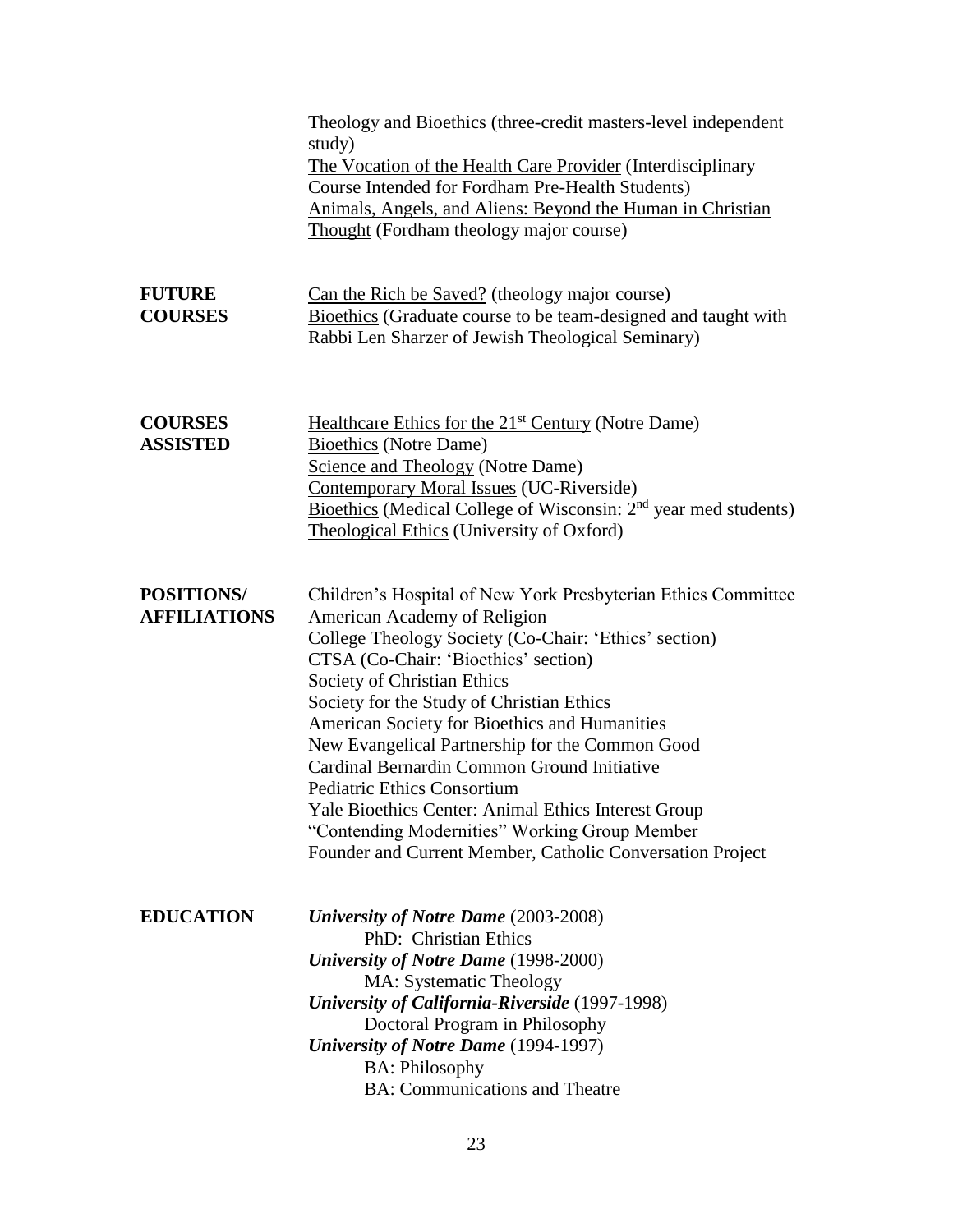Theology and Bioethics (three-credit masters-level independent study)
The Vocation of the Health Care Provider (Interdisciplinary Course Intended for Fordham Pre-Health Students)
Animals, Angels, and Aliens: Beyond the Human in Christian Thought (Fordham theology major course)

**FUTURE COURSES**

Can the Rich be Saved? (theology major course)
Bioethics (Graduate course to be team-designed and taught with Rabbi Len Sharzer of Jewish Theological Seminary)

**COURSES ASSISTED**

Healthcare Ethics for the 21st Century (Notre Dame)
Bioethics (Notre Dame)
Science and Theology (Notre Dame)
Contemporary Moral Issues (UC-Riverside)
Bioethics (Medical College of Wisconsin: 2nd year med students)
Theological Ethics (University of Oxford)

**POSITIONS/ AFFILIATIONS**

Children's Hospital of New York Presbyterian Ethics Committee
American Academy of Religion
College Theology Society (Co-Chair: 'Ethics' section)
CTSA (Co-Chair: 'Bioethics' section)
Society of Christian Ethics
Society for the Study of Christian Ethics
American Society for Bioethics and Humanities
New Evangelical Partnership for the Common Good
Cardinal Bernardin Common Ground Initiative
Pediatric Ethics Consortium
Yale Bioethics Center: Animal Ethics Interest Group
"Contending Modernities" Working Group Member
Founder and Current Member, Catholic Conversation Project

**EDUCATION**

***University of Notre Dame*** (2003-2008)
PhD: Christian Ethics
***University of Notre Dame*** (1998-2000)
MA: Systematic Theology
***University of California-Riverside*** (1997-1998)
Doctoral Program in Philosophy
***University of Notre Dame*** (1994-1997)
BA: Philosophy
BA: Communications and Theatre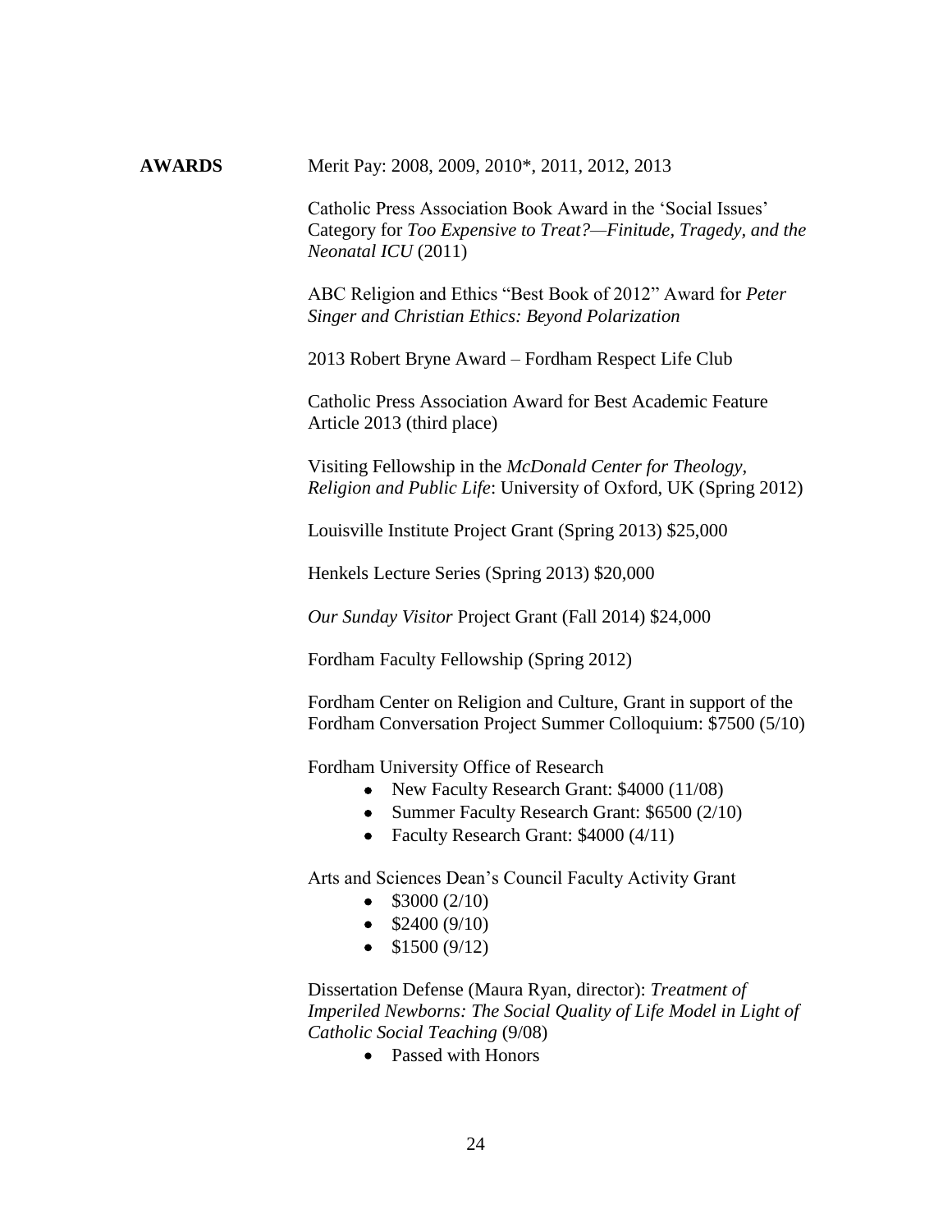**AWARDS**

Merit Pay: 2008, 2009, 2010*, 2011, 2012, 2013

Catholic Press Association Book Award in the 'Social Issues' Category for *Too Expensive to Treat?—Finitude, Tragedy, and the Neonatal ICU* (2011)

ABC Religion and Ethics "Best Book of 2012" Award for *Peter Singer and Christian Ethics: Beyond Polarization*

2013 Robert Bryne Award – Fordham Respect Life Club

Catholic Press Association Award for Best Academic Feature Article 2013 (third place)

Visiting Fellowship in the *McDonald Center for Theology, Religion and Public Life*: University of Oxford, UK (Spring 2012)

Louisville Institute Project Grant (Spring 2013) $25,000

Henkels Lecture Series (Spring 2013) $20,000

*Our Sunday Visitor* Project Grant (Fall 2014) $24,000

Fordham Faculty Fellowship (Spring 2012)

Fordham Center on Religion and Culture, Grant in support of the Fordham Conversation Project Summer Colloquium: $7500 (5/10)

Fordham University Office of Research

- New Faculty Research Grant: $4000 (11/08)
- Summer Faculty Research Grant: $6500 (2/10)
- Faculty Research Grant: $4000 (4/11)

Arts and Sciences Dean's Council Faculty Activity Grant

- $3000 (2/10)
- $2400 (9/10)
- $1500 (9/12)

Dissertation Defense (Maura Ryan, director): *Treatment of Imperiled Newborns: The Social Quality of Life Model in Light of Catholic Social Teaching* (9/08)

- Passed with Honors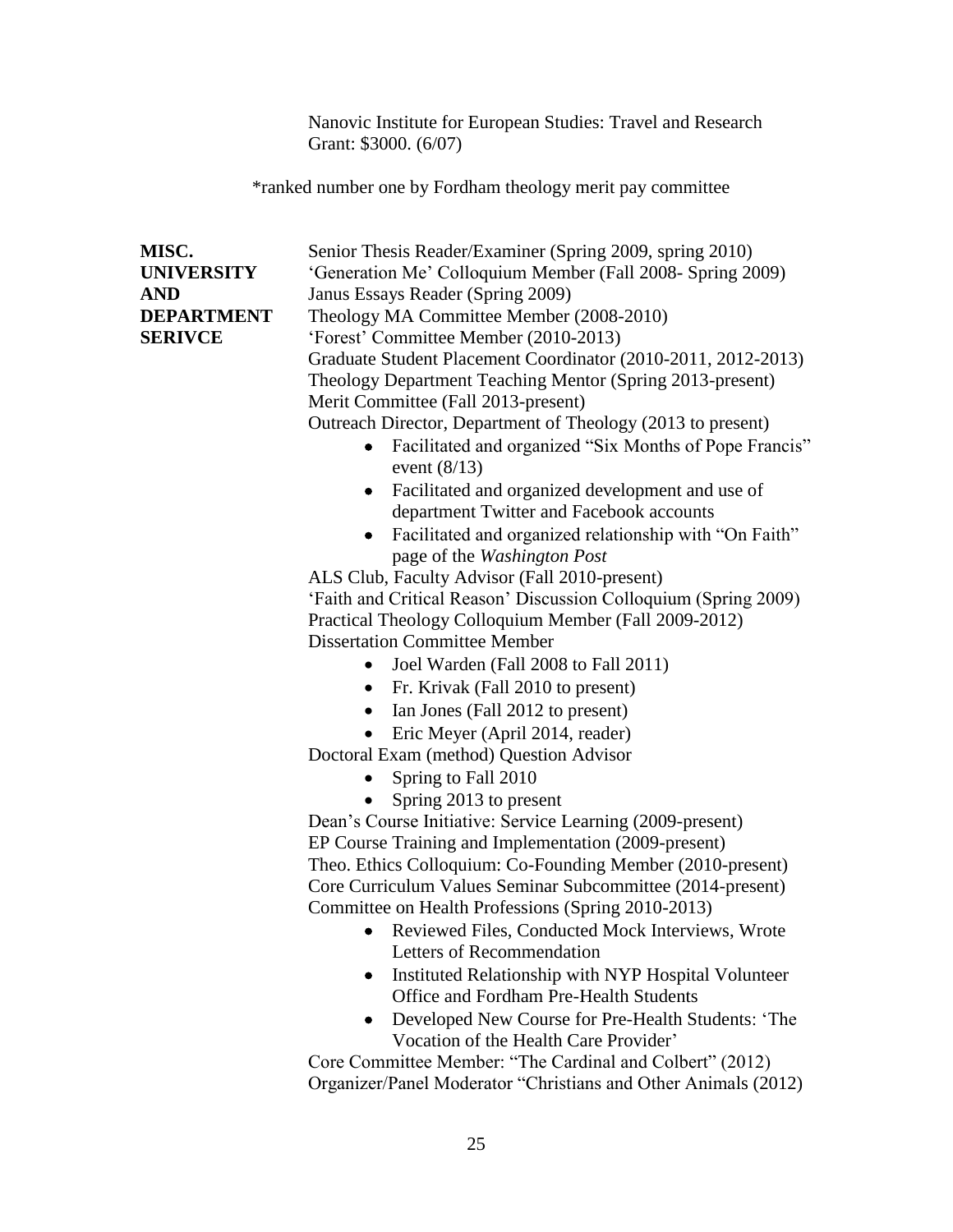Nanovic Institute for European Studies: Travel and Research Grant: $3000. (6/07)

*ranked number one by Fordham theology merit pay committee

**MISC. UNIVERSITY AND DEPARTMENT SERIVCE**

Senior Thesis Reader/Examiner (Spring 2009, spring 2010)
'Generation Me' Colloquium Member (Fall 2008- Spring 2009)
Janus Essays Reader (Spring 2009)
Theology MA Committee Member (2008-2010)
'Forest' Committee Member (2010-2013)
Graduate Student Placement Coordinator (2010-2011, 2012-2013)
Theology Department Teaching Mentor (Spring 2013-present)
Merit Committee (Fall 2013-present)
Outreach Director, Department of Theology (2013 to present)

- Facilitated and organized "Six Months of Pope Francis" event (8/13)
- Facilitated and organized development and use of department Twitter and Facebook accounts
- Facilitated and organized relationship with "On Faith" page of the *Washington Post*

ALS Club, Faculty Advisor (Fall 2010-present)
'Faith and Critical Reason' Discussion Colloquium (Spring 2009)
Practical Theology Colloquium Member (Fall 2009-2012)
Dissertation Committee Member

- Joel Warden (Fall 2008 to Fall 2011)
- Fr. Krivak (Fall 2010 to present)
- Ian Jones (Fall 2012 to present)
- Eric Meyer (April 2014, reader)

Doctoral Exam (method) Question Advisor

- Spring to Fall 2010
- Spring 2013 to present

Dean's Course Initiative: Service Learning (2009-present)
EP Course Training and Implementation (2009-present)
Theo. Ethics Colloquium: Co-Founding Member (2010-present)
Core Curriculum Values Seminar Subcommittee (2014-present)
Committee on Health Professions (Spring 2010-2013)

- Reviewed Files, Conducted Mock Interviews, Wrote Letters of Recommendation
- Instituted Relationship with NYP Hospital Volunteer Office and Fordham Pre-Health Students
- Developed New Course for Pre-Health Students: 'The Vocation of the Health Care Provider'

Core Committee Member: "The Cardinal and Colbert" (2012)
Organizer/Panel Moderator "Christians and Other Animals (2012)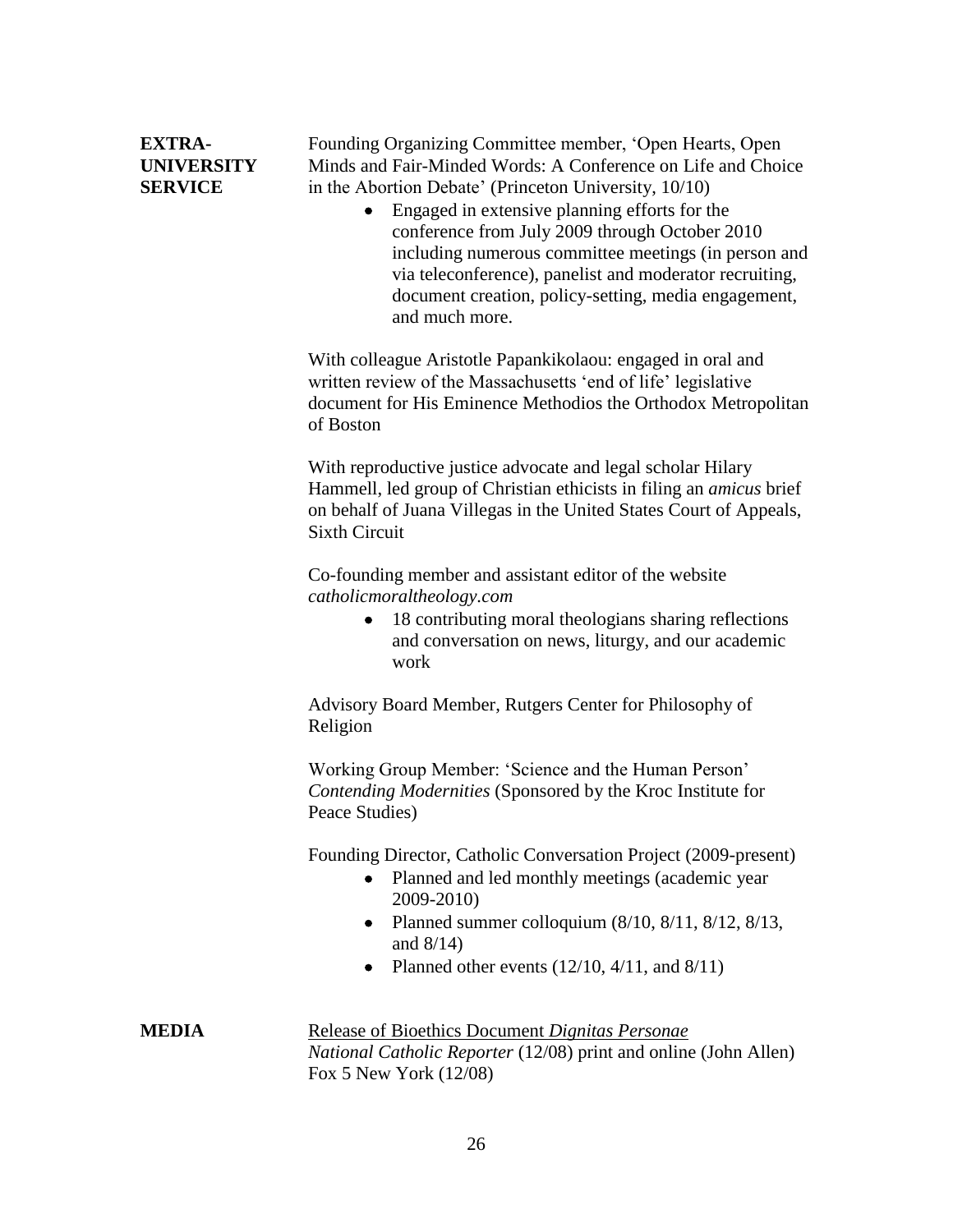**EXTRA-UNIVERSITY SERVICE**

Founding Organizing Committee member, 'Open Hearts, Open Minds and Fair-Minded Words: A Conference on Life and Choice in the Abortion Debate' (Princeton University, 10/10)

- Engaged in extensive planning efforts for the conference from July 2009 through October 2010 including numerous committee meetings (in person and via teleconference), panelist and moderator recruiting, document creation, policy-setting, media engagement, and much more.

With colleague Aristotle Papankikolaou: engaged in oral and written review of the Massachusetts 'end of life' legislative document for His Eminence Methodios the Orthodox Metropolitan of Boston

With reproductive justice advocate and legal scholar Hilary Hammell, led group of Christian ethicists in filing an *amicus* brief on behalf of Juana Villegas in the United States Court of Appeals, Sixth Circuit

Co-founding member and assistant editor of the website *catholicmoraltheology.com*

- 18 contributing moral theologians sharing reflections and conversation on news, liturgy, and our academic work

Advisory Board Member, Rutgers Center for Philosophy of Religion

Working Group Member: 'Science and the Human Person' *Contending Modernities* (Sponsored by the Kroc Institute for Peace Studies)

Founding Director, Catholic Conversation Project (2009-present)

- Planned and led monthly meetings (academic year 2009-2010)
- Planned summer colloquium (8/10, 8/11, 8/12, 8/13, and 8/14)
- Planned other events (12/10, 4/11, and 8/11)

**MEDIA**

<u>Release of Bioethics Document *Dignitas Personae*</u>
*National Catholic Reporter* (12/08) print and online (John Allen)
Fox 5 New York (12/08)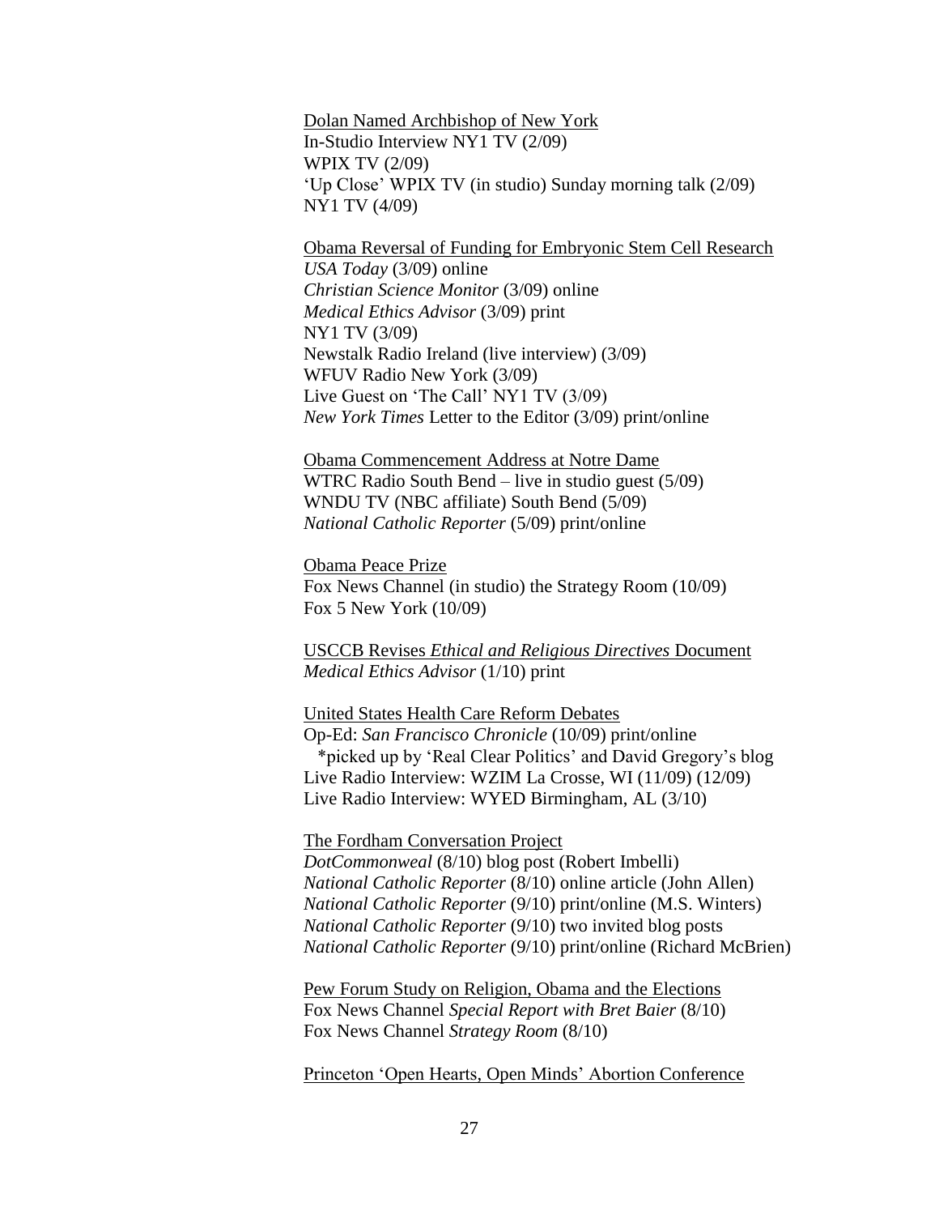<u>Dolan Named Archbishop of New York</u>
In-Studio Interview NY1 TV (2/09)
WPIX TV (2/09)
'Up Close' WPIX TV (in studio) Sunday morning talk (2/09)
NY1 TV (4/09)

<u>Obama Reversal of Funding for Embryonic Stem Cell Research</u>
*USA Today* (3/09) online
*Christian Science Monitor* (3/09) online
*Medical Ethics Advisor* (3/09) print
NY1 TV (3/09)
Newstalk Radio Ireland (live interview) (3/09)
WFUV Radio New York (3/09)
Live Guest on 'The Call' NY1 TV (3/09)
*New York Times* Letter to the Editor (3/09) print/online

<u>Obama Commencement Address at Notre Dame</u>
WTRC Radio South Bend – live in studio guest (5/09)
WNDU TV (NBC affiliate) South Bend (5/09)
*National Catholic Reporter* (5/09) print/online

<u>Obama Peace Prize</u>
Fox News Channel (in studio) the Strategy Room (10/09)
Fox 5 New York (10/09)

<u>USCCB Revises *Ethical and Religious Directives* Document</u>
*Medical Ethics Advisor* (1/10) print

<u>United States Health Care Reform Debates</u>
Op-Ed: *San Francisco Chronicle* (10/09) print/online
  *picked up by 'Real Clear Politics' and David Gregory's blog
Live Radio Interview: WZIM La Crosse, WI (11/09) (12/09)
Live Radio Interview: WYED Birmingham, AL (3/10)

<u>The Fordham Conversation Project</u>
*DotCommonweal* (8/10) blog post (Robert Imbelli)
*National Catholic Reporter* (8/10) online article (John Allen)
*National Catholic Reporter* (9/10) print/online (M.S. Winters)
*National Catholic Reporter* (9/10) two invited blog posts
*National Catholic Reporter* (9/10) print/online (Richard McBrien)

<u>Pew Forum Study on Religion, Obama and the Elections</u>
Fox News Channel *Special Report with Bret Baier* (8/10)
Fox News Channel *Strategy Room* (8/10)

<u>Princeton 'Open Hearts, Open Minds' Abortion Conference</u>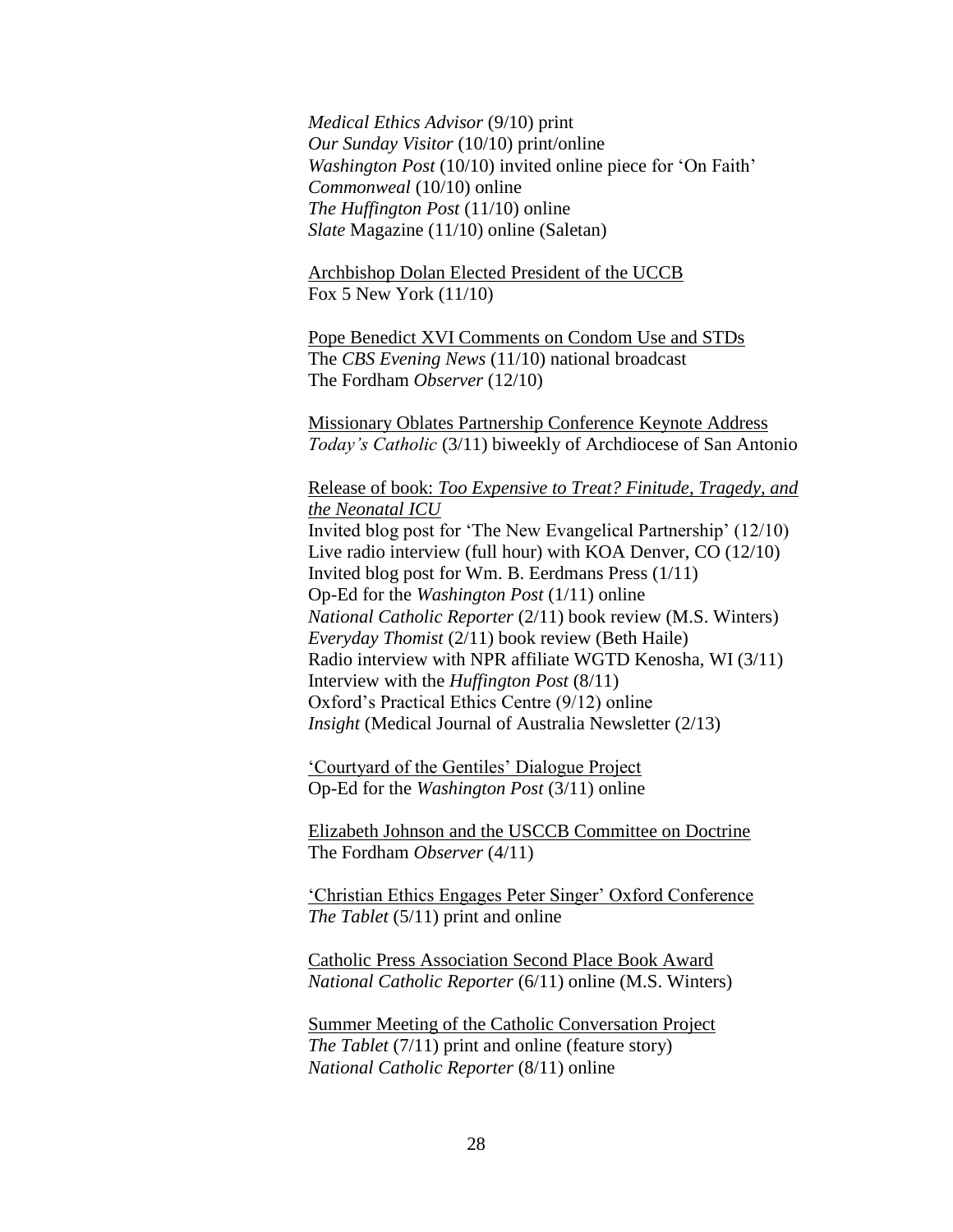*Medical Ethics Advisor* (9/10) print
*Our Sunday Visitor* (10/10) print/online
*Washington Post* (10/10) invited online piece for 'On Faith'
*Commonweal* (10/10) online
*The Huffington Post* (11/10) online
*Slate* Magazine (11/10) online (Saletan)

<u>Archbishop Dolan Elected President of the UCCB</u>
Fox 5 New York (11/10)

<u>Pope Benedict XVI Comments on Condom Use and STDs</u>
The *CBS Evening News* (11/10) national broadcast
The Fordham *Observer* (12/10)

<u>Missionary Oblates Partnership Conference Keynote Address</u>
*Today's Catholic* (3/11) biweekly of Archdiocese of San Antonio

<u>Release of book: *Too Expensive to Treat? Finitude, Tragedy, and the Neonatal ICU*</u>
Invited blog post for 'The New Evangelical Partnership' (12/10)
Live radio interview (full hour) with KOA Denver, CO (12/10)
Invited blog post for Wm. B. Eerdmans Press (1/11)
Op-Ed for the *Washington Post* (1/11) online
*National Catholic Reporter* (2/11) book review (M.S. Winters)
*Everyday Thomist* (2/11) book review (Beth Haile)
Radio interview with NPR affiliate WGTD Kenosha, WI (3/11)
Interview with the *Huffington Post* (8/11)
Oxford's Practical Ethics Centre (9/12) online
*Insight* (Medical Journal of Australia Newsletter (2/13)

<u>'Courtyard of the Gentiles' Dialogue Project</u>
Op-Ed for the *Washington Post* (3/11) online

<u>Elizabeth Johnson and the USCCB Committee on Doctrine</u>
The Fordham *Observer* (4/11)

<u>'Christian Ethics Engages Peter Singer' Oxford Conference</u>
*The Tablet* (5/11) print and online

<u>Catholic Press Association Second Place Book Award</u>
*National Catholic Reporter* (6/11) online (M.S. Winters)

<u>Summer Meeting of the Catholic Conversation Project</u>
*The Tablet* (7/11) print and online (feature story)
*National Catholic Reporter* (8/11) online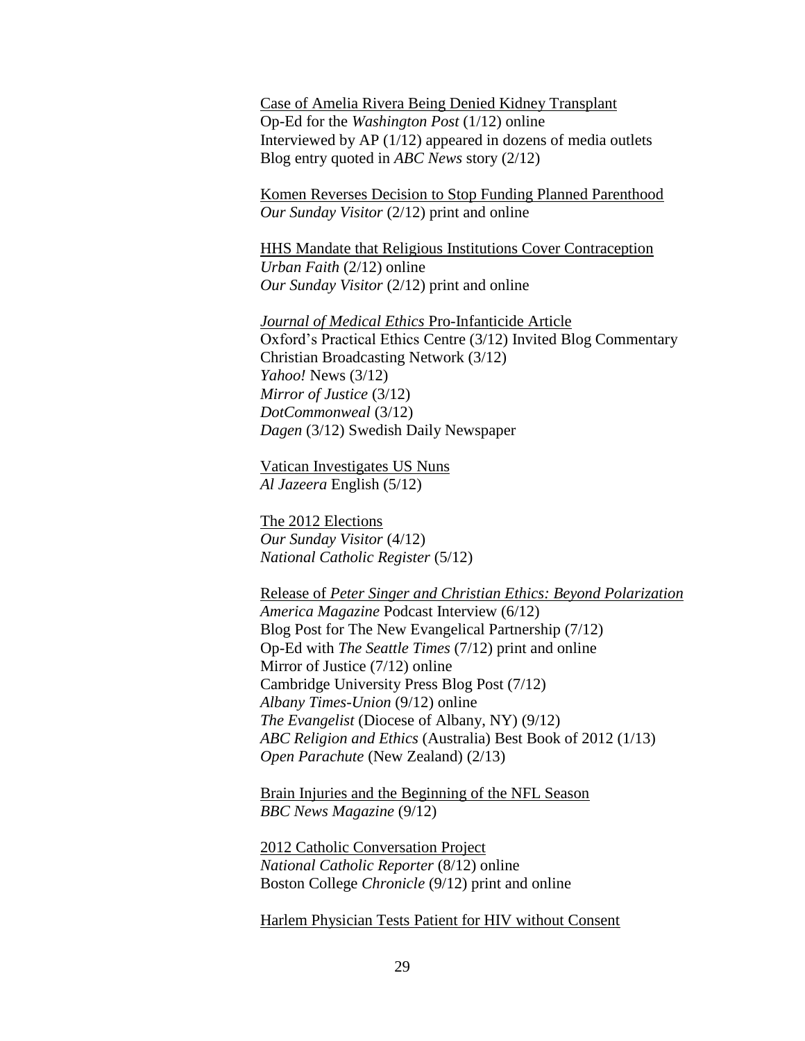<u>Case of Amelia Rivera Being Denied Kidney Transplant</u>
Op-Ed for the *Washington Post* (1/12) online
Interviewed by AP (1/12) appeared in dozens of media outlets
Blog entry quoted in *ABC News* story (2/12)

<u>Komen Reverses Decision to Stop Funding Planned Parenthood</u>
*Our Sunday Visitor* (2/12) print and online

<u>HHS Mandate that Religious Institutions Cover Contraception</u>
*Urban Faith* (2/12) online
*Our Sunday Visitor* (2/12) print and online

<u>*Journal of Medical Ethics* Pro-Infanticide Article</u>
Oxford's Practical Ethics Centre (3/12) Invited Blog Commentary
Christian Broadcasting Network (3/12)
*Yahoo!* News (3/12)
*Mirror of Justice* (3/12)
*DotCommonweal* (3/12)
*Dagen* (3/12) Swedish Daily Newspaper

<u>Vatican Investigates US Nuns</u>
*Al Jazeera* English (5/12)

<u>The 2012 Elections</u>
*Our Sunday Visitor* (4/12)
*National Catholic Register* (5/12)

<u>Release of *Peter Singer and Christian Ethics: Beyond Polarization*</u>
*America Magazine* Podcast Interview (6/12)
Blog Post for The New Evangelical Partnership (7/12)
Op-Ed with *The Seattle Times* (7/12) print and online
Mirror of Justice (7/12) online
Cambridge University Press Blog Post (7/12)
*Albany Times-Union* (9/12) online
*The Evangelist* (Diocese of Albany, NY) (9/12)
*ABC Religion and Ethics* (Australia) Best Book of 2012 (1/13)
*Open Parachute* (New Zealand) (2/13)

<u>Brain Injuries and the Beginning of the NFL Season</u>
*BBC News Magazine* (9/12)

<u>2012 Catholic Conversation Project</u>
*National Catholic Reporter* (8/12) online
Boston College *Chronicle* (9/12) print and online

<u>Harlem Physician Tests Patient for HIV without Consent</u>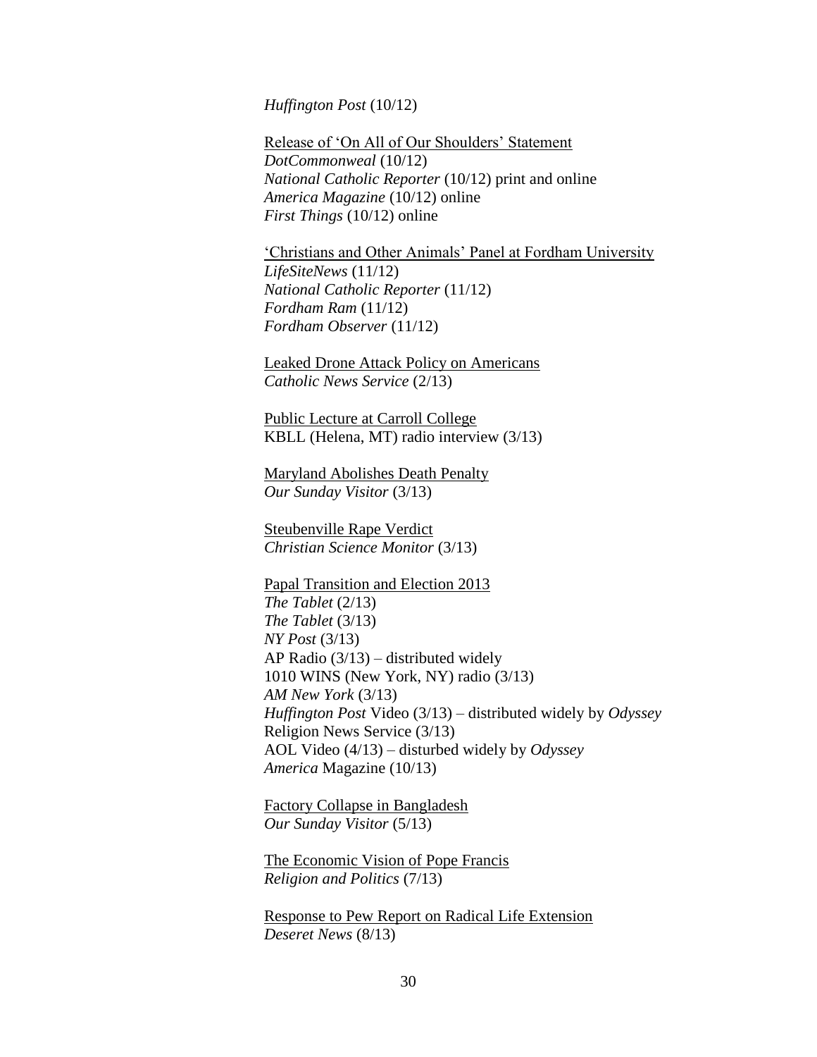*Huffington Post* (10/12)

<u>Release of 'On All of Our Shoulders' Statement</u>
*DotCommonweal* (10/12)
*National Catholic Reporter* (10/12) print and online
*America Magazine* (10/12) online
*First Things* (10/12) online

<u>'Christians and Other Animals' Panel at Fordham University</u>
*LifeSiteNews* (11/12)
*National Catholic Reporter* (11/12)
*Fordham Ram* (11/12)
*Fordham Observer* (11/12)

<u>Leaked Drone Attack Policy on Americans</u>
*Catholic News Service* (2/13)

<u>Public Lecture at Carroll College</u>
KBLL (Helena, MT) radio interview (3/13)

<u>Maryland Abolishes Death Penalty</u>
*Our Sunday Visitor* (3/13)

<u>Steubenville Rape Verdict</u>
*Christian Science Monitor* (3/13)

<u>Papal Transition and Election 2013</u>
*The Tablet* (2/13)
*The Tablet* (3/13)
*NY Post* (3/13)
AP Radio (3/13) – distributed widely
1010 WINS (New York, NY) radio (3/13)
*AM New York* (3/13)
*Huffington Post* Video (3/13) – distributed widely by *Odyssey*
Religion News Service (3/13)
AOL Video (4/13) – disturbed widely by *Odyssey*
*America* Magazine (10/13)

<u>Factory Collapse in Bangladesh</u>
*Our Sunday Visitor* (5/13)

<u>The Economic Vision of Pope Francis</u>
*Religion and Politics* (7/13)

<u>Response to Pew Report on Radical Life Extension</u>
*Deseret News* (8/13)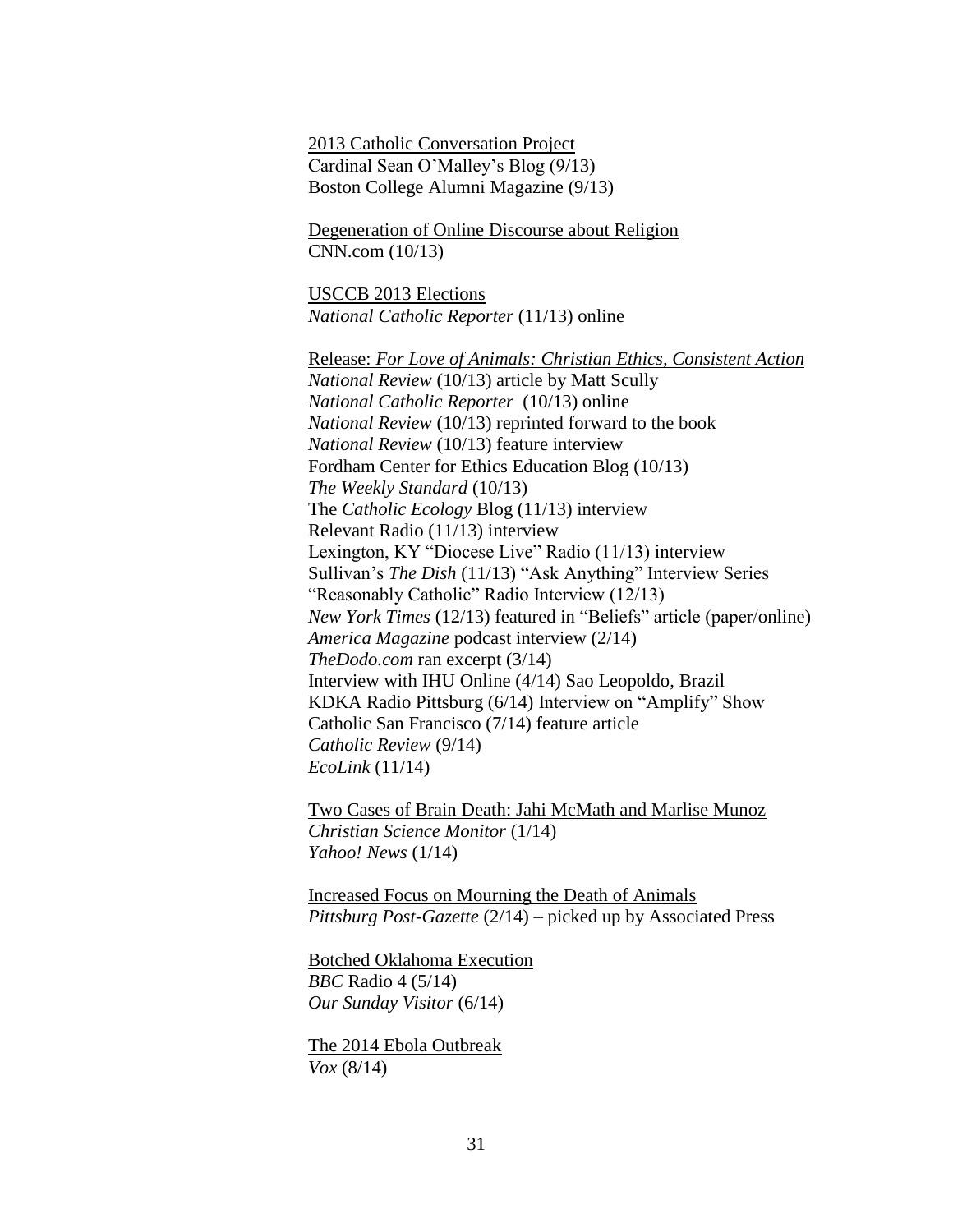<u>2013 Catholic Conversation Project</u>
Cardinal Sean O'Malley's Blog (9/13)
Boston College Alumni Magazine (9/13)

<u>Degeneration of Online Discourse about Religion</u>
CNN.com (10/13)

<u>USCCB 2013 Elections</u>
*National Catholic Reporter* (11/13) online

<u>Release: *For Love of Animals: Christian Ethics, Consistent Action*</u>
*National Review* (10/13) article by Matt Scully
*National Catholic Reporter* (10/13) online
*National Review* (10/13) reprinted forward to the book
*National Review* (10/13) feature interview
Fordham Center for Ethics Education Blog (10/13)
*The Weekly Standard* (10/13)
The *Catholic Ecology* Blog (11/13) interview
Relevant Radio (11/13) interview
Lexington, KY "Diocese Live" Radio (11/13) interview
Sullivan's *The Dish* (11/13) "Ask Anything" Interview Series
"Reasonably Catholic" Radio Interview (12/13)
*New York Times* (12/13) featured in "Beliefs" article (paper/online)
*America Magazine* podcast interview (2/14)
*TheDodo.com* ran excerpt (3/14)
Interview with IHU Online (4/14) Sao Leopoldo, Brazil
KDKA Radio Pittsburg (6/14) Interview on "Amplify" Show
Catholic San Francisco (7/14) feature article
*Catholic Review* (9/14)
*EcoLink* (11/14)

<u>Two Cases of Brain Death: Jahi McMath and Marlise Munoz</u>
*Christian Science Monitor* (1/14)
*Yahoo! News* (1/14)

<u>Increased Focus on Mourning the Death of Animals</u>
*Pittsburg Post-Gazette* (2/14) – picked up by Associated Press

<u>Botched Oklahoma Execution</u>
*BBC* Radio 4 (5/14)
*Our Sunday Visitor* (6/14)

<u>The 2014 Ebola Outbreak</u>
*Vox* (8/14)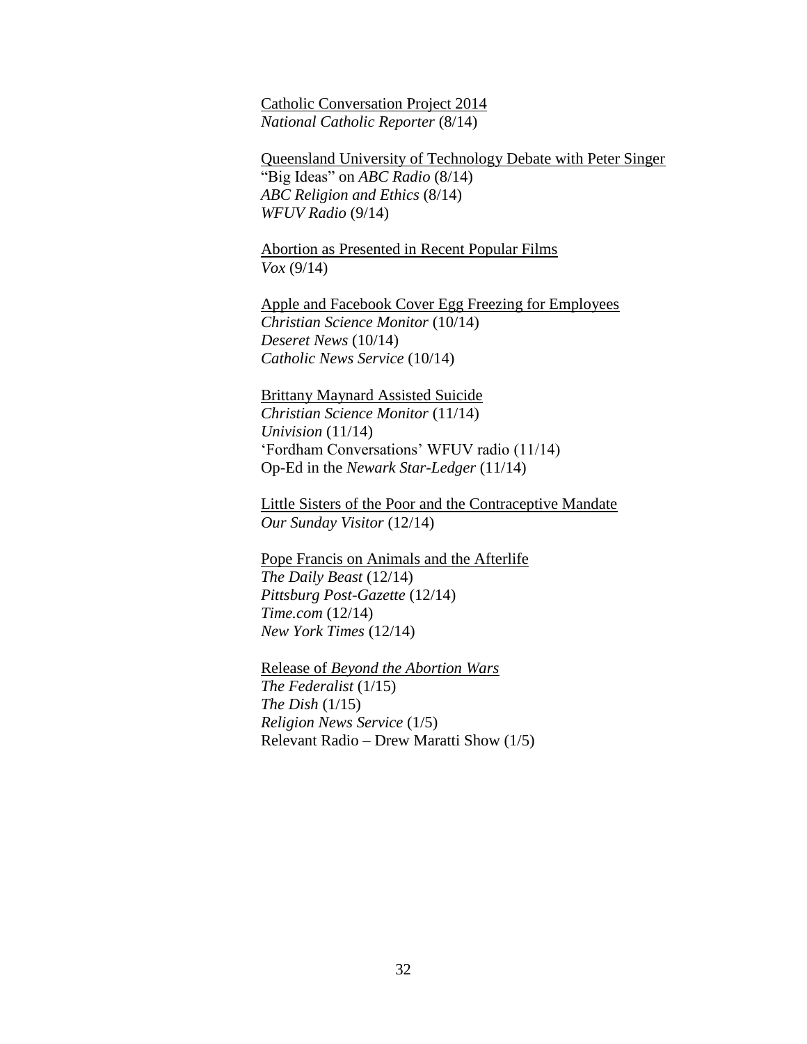<u>Catholic Conversation Project 2014</u>
*National Catholic Reporter* (8/14)

<u>Queensland University of Technology Debate with Peter Singer</u>
"Big Ideas" on *ABC Radio* (8/14)
*ABC Religion and Ethics* (8/14)
*WFUV Radio* (9/14)

<u>Abortion as Presented in Recent Popular Films</u>
*Vox* (9/14)

<u>Apple and Facebook Cover Egg Freezing for Employees</u>
*Christian Science Monitor* (10/14)
*Deseret News* (10/14)
*Catholic News Service* (10/14)

<u>Brittany Maynard Assisted Suicide</u>
*Christian Science Monitor* (11/14)
*Univision* (11/14)
'Fordham Conversations' WFUV radio (11/14)
Op-Ed in the *Newark Star-Ledger* (11/14)

<u>Little Sisters of the Poor and the Contraceptive Mandate</u>
*Our Sunday Visitor* (12/14)

<u>Pope Francis on Animals and the Afterlife</u>
*The Daily Beast* (12/14)
*Pittsburg Post-Gazette* (12/14)
*Time.com* (12/14)
*New York Times* (12/14)

<u>Release of *Beyond the Abortion Wars*</u>
*The Federalist* (1/15)
*The Dish* (1/15)
*Religion News Service* (1/5)
Relevant Radio – Drew Maratti Show (1/5)